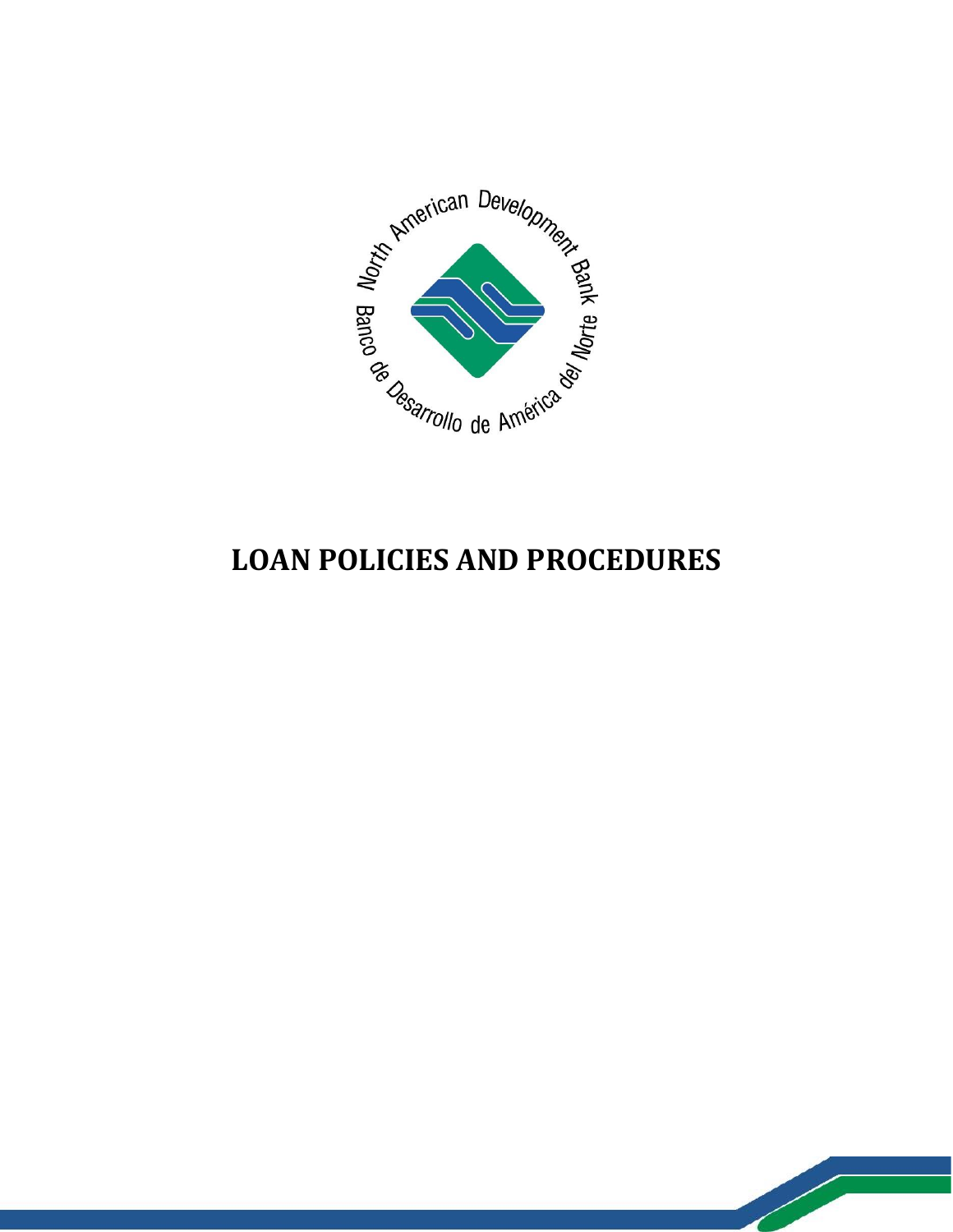North American Development Bank

Banco de Desarrollo de América del Norte

# LOAN POLICIES AND PROCEDURES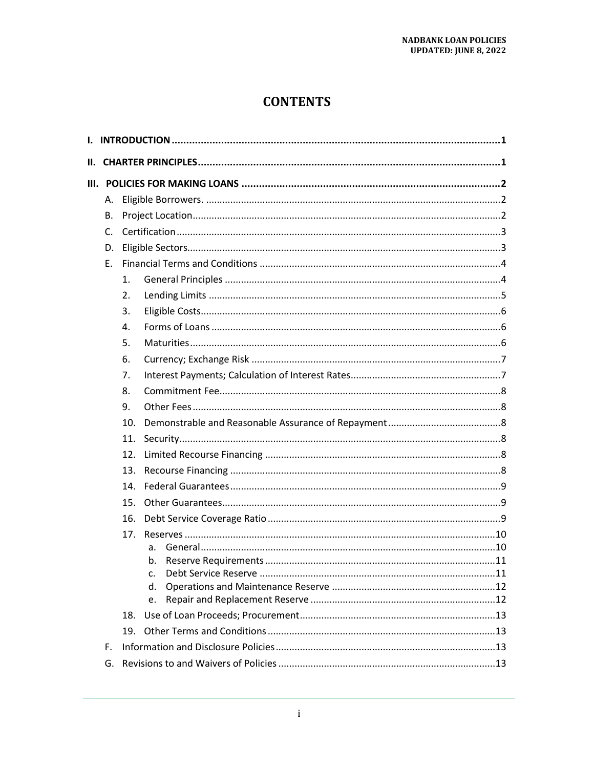# CONTENTS

- **I. INTRODUCTION** .......... 1
- **II. CHARTER PRINCIPLES** .......... 1
- **III. POLICIES FOR MAKING LOANS** .......... 2
  - A. Eligible Borrowers. .......... 2
  - B. Project Location .......... 2
  - C. Certification .......... 3
  - D. Eligible Sectors .......... 3
  - E. Financial Terms and Conditions .......... 4
    1. General Principles .......... 4
    2. Lending Limits .......... 5
    3. Eligible Costs .......... 6
    4. Forms of Loans .......... 6
    5. Maturities .......... 6
    6. Currency; Exchange Risk .......... 7
    7. Interest Payments; Calculation of Interest Rates .......... 7
    8. Commitment Fee .......... 8
    9. Other Fees .......... 8
    10. Demonstrable and Reasonable Assurance of Repayment .......... 8
    11. Security .......... 8
    12. Limited Recourse Financing .......... 8
    13. Recourse Financing .......... 8
    14. Federal Guarantees .......... 9
    15. Other Guarantees .......... 9
    16. Debt Service Coverage Ratio .......... 9
    17. Reserves .......... 10
        - a. General .......... 10
        - b. Reserve Requirements .......... 11
        - c. Debt Service Reserve .......... 11
        - d. Operations and Maintenance Reserve .......... 12
        - e. Repair and Replacement Reserve .......... 12
    18. Use of Loan Proceeds; Procurement .......... 13
    19. Other Terms and Conditions .......... 13
  - F. Information and Disclosure Policies .......... 13
  - G. Revisions to and Waivers of Policies .......... 13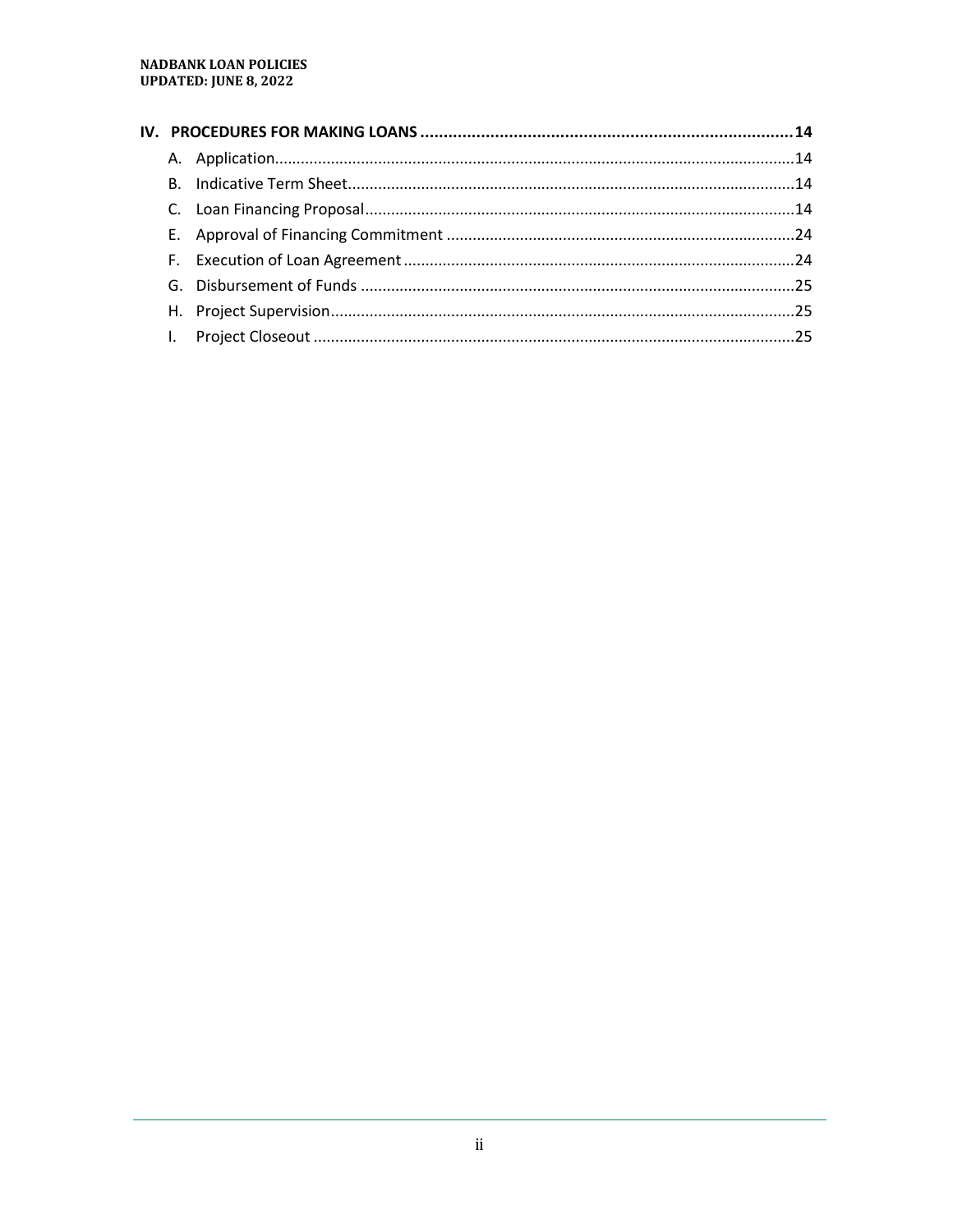**IV. PROCEDURES FOR MAKING LOANS .................................................................................14**

A. Application.......................................................................................................................14

B. Indicative Term Sheet.......................................................................................................14

C. Loan Financing Proposal...................................................................................................14

E. Approval of Financing Commitment .................................................................................24

F. Execution of Loan Agreement ...........................................................................................24

G. Disbursement of Funds ....................................................................................................25

H. Project Supervision...........................................................................................................25

I. Project Closeout ...............................................................................................................25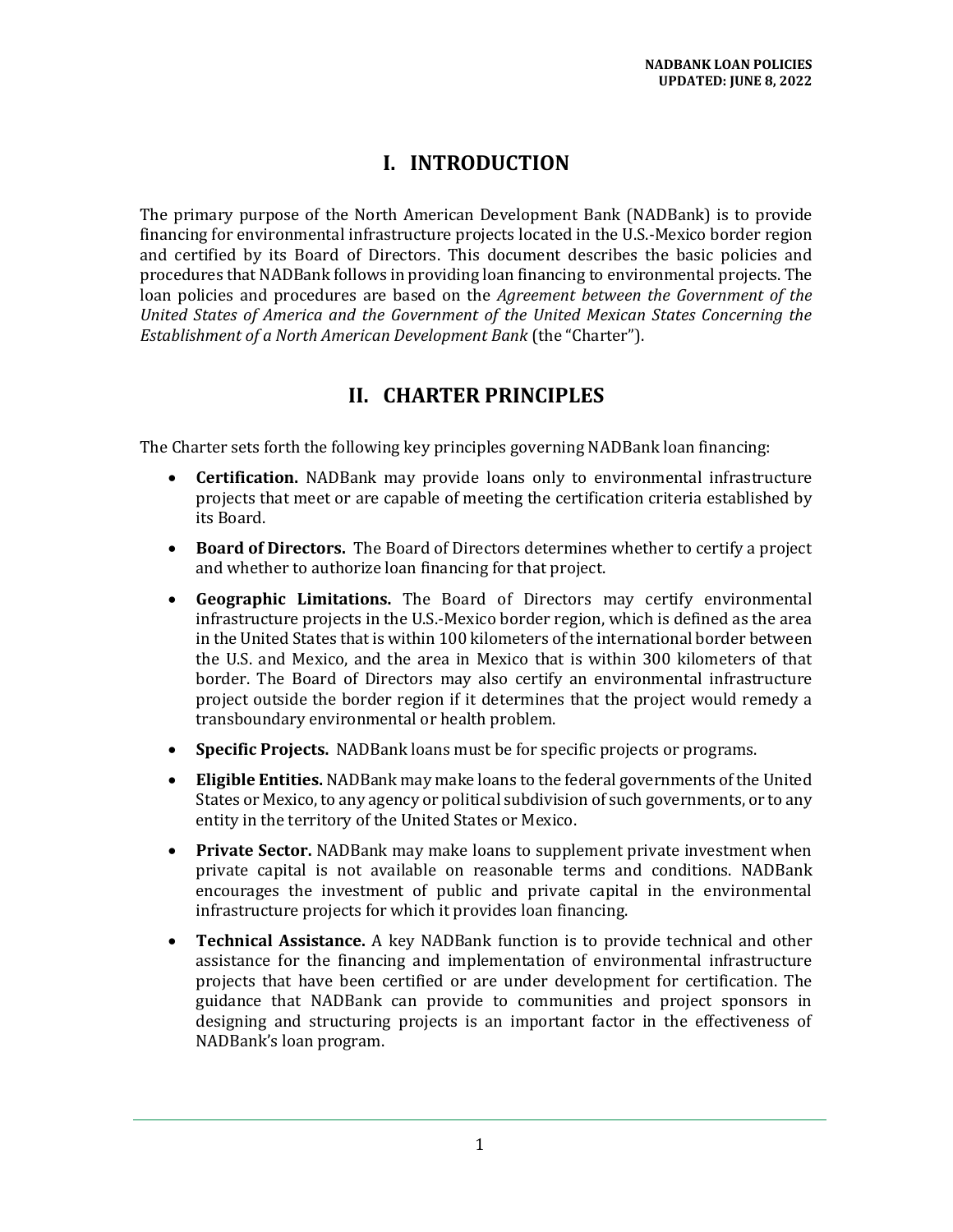# I. INTRODUCTION

The primary purpose of the North American Development Bank (NADBank) is to provide financing for environmental infrastructure projects located in the U.S.-Mexico border region and certified by its Board of Directors. This document describes the basic policies and procedures that NADBank follows in providing loan financing to environmental projects. The loan policies and procedures are based on the *Agreement between the Government of the United States of America and the Government of the United Mexican States Concerning the Establishment of a North American Development Bank* (the "Charter").

# II. CHARTER PRINCIPLES

The Charter sets forth the following key principles governing NADBank loan financing:

- **Certification.** NADBank may provide loans only to environmental infrastructure projects that meet or are capable of meeting the certification criteria established by its Board.
- **Board of Directors.** The Board of Directors determines whether to certify a project and whether to authorize loan financing for that project.
- **Geographic Limitations.** The Board of Directors may certify environmental infrastructure projects in the U.S.-Mexico border region, which is defined as the area in the United States that is within 100 kilometers of the international border between the U.S. and Mexico, and the area in Mexico that is within 300 kilometers of that border. The Board of Directors may also certify an environmental infrastructure project outside the border region if it determines that the project would remedy a transboundary environmental or health problem.
- **Specific Projects.** NADBank loans must be for specific projects or programs.
- **Eligible Entities.** NADBank may make loans to the federal governments of the United States or Mexico, to any agency or political subdivision of such governments, or to any entity in the territory of the United States or Mexico.
- **Private Sector.** NADBank may make loans to supplement private investment when private capital is not available on reasonable terms and conditions. NADBank encourages the investment of public and private capital in the environmental infrastructure projects for which it provides loan financing.
- **Technical Assistance.** A key NADBank function is to provide technical and other assistance for the financing and implementation of environmental infrastructure projects that have been certified or are under development for certification. The guidance that NADBank can provide to communities and project sponsors in designing and structuring projects is an important factor in the effectiveness of NADBank's loan program.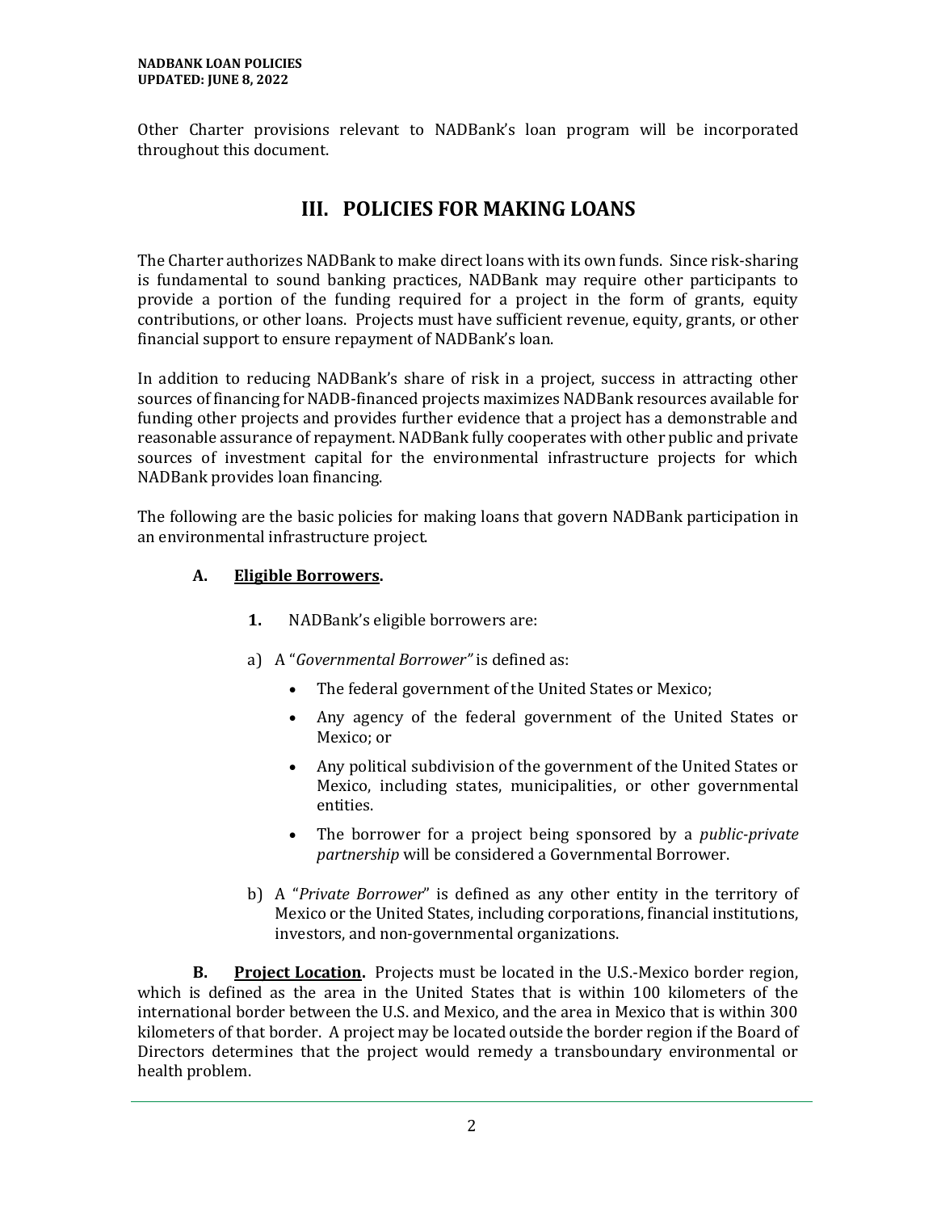Other Charter provisions relevant to NADBank's loan program will be incorporated throughout this document.

## III. POLICIES FOR MAKING LOANS

The Charter authorizes NADBank to make direct loans with its own funds. Since risk-sharing is fundamental to sound banking practices, NADBank may require other participants to provide a portion of the funding required for a project in the form of grants, equity contributions, or other loans. Projects must have sufficient revenue, equity, grants, or other financial support to ensure repayment of NADBank's loan.

In addition to reducing NADBank's share of risk in a project, success in attracting other sources of financing for NADB-financed projects maximizes NADBank resources available for funding other projects and provides further evidence that a project has a demonstrable and reasonable assurance of repayment. NADBank fully cooperates with other public and private sources of investment capital for the environmental infrastructure projects for which NADBank provides loan financing.

The following are the basic policies for making loans that govern NADBank participation in an environmental infrastructure project.

### A. Eligible Borrowers.

**1.** NADBank's eligible borrowers are:

a) A "*Governmental Borrower"* is defined as:

- The federal government of the United States or Mexico;
- Any agency of the federal government of the United States or Mexico; or
- Any political subdivision of the government of the United States or Mexico, including states, municipalities, or other governmental entities.
- The borrower for a project being sponsored by a *public-private partnership* will be considered a Governmental Borrower.

b) A "*Private Borrower*" is defined as any other entity in the territory of Mexico or the United States, including corporations, financial institutions, investors, and non-governmental organizations.

**B. Project Location.** Projects must be located in the U.S.-Mexico border region, which is defined as the area in the United States that is within 100 kilometers of the international border between the U.S. and Mexico, and the area in Mexico that is within 300 kilometers of that border. A project may be located outside the border region if the Board of Directors determines that the project would remedy a transboundary environmental or health problem.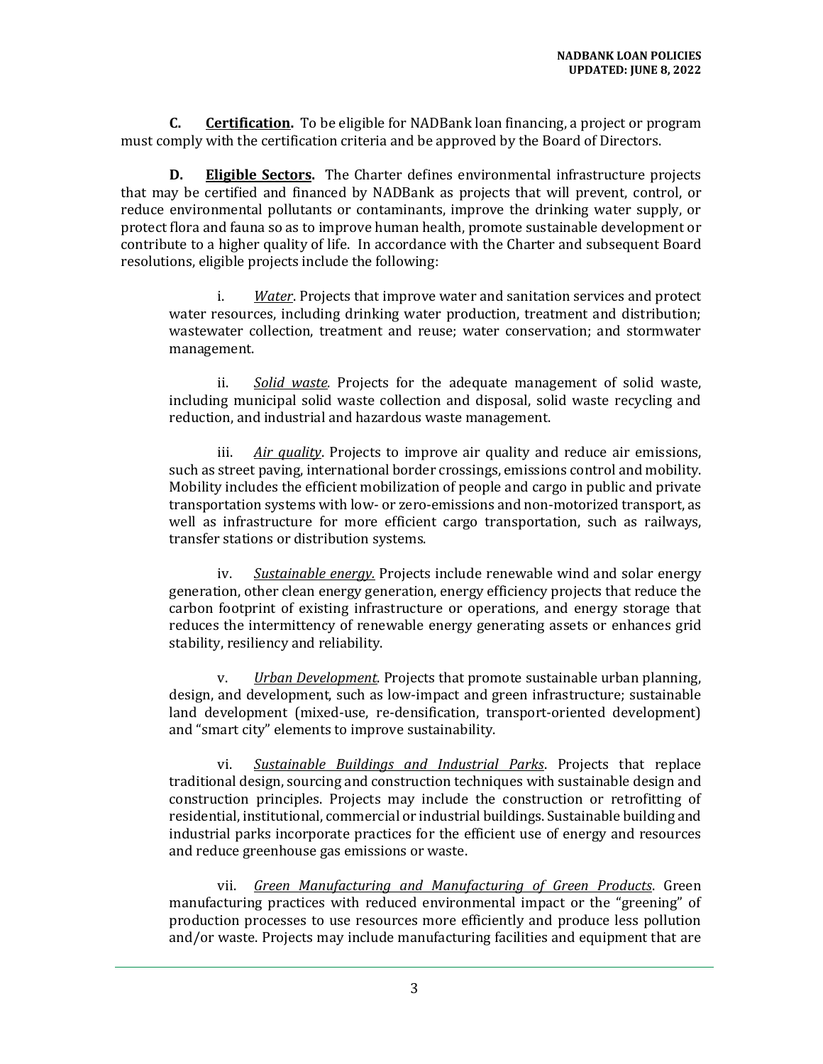**C. Certification.** To be eligible for NADBank loan financing, a project or program must comply with the certification criteria and be approved by the Board of Directors.

**D. Eligible Sectors.** The Charter defines environmental infrastructure projects that may be certified and financed by NADBank as projects that will prevent, control, or reduce environmental pollutants or contaminants, improve the drinking water supply, or protect flora and fauna so as to improve human health, promote sustainable development or contribute to a higher quality of life. In accordance with the Charter and subsequent Board resolutions, eligible projects include the following:

i. *Water*. Projects that improve water and sanitation services and protect water resources, including drinking water production, treatment and distribution; wastewater collection, treatment and reuse; water conservation; and stormwater management.

ii. *Solid waste*. Projects for the adequate management of solid waste, including municipal solid waste collection and disposal, solid waste recycling and reduction, and industrial and hazardous waste management.

iii. *Air quality*. Projects to improve air quality and reduce air emissions, such as street paving, international border crossings, emissions control and mobility. Mobility includes the efficient mobilization of people and cargo in public and private transportation systems with low- or zero-emissions and non-motorized transport, as well as infrastructure for more efficient cargo transportation, such as railways, transfer stations or distribution systems.

iv. *Sustainable energy.* Projects include renewable wind and solar energy generation, other clean energy generation, energy efficiency projects that reduce the carbon footprint of existing infrastructure or operations, and energy storage that reduces the intermittency of renewable energy generating assets or enhances grid stability, resiliency and reliability.

v. *Urban Development*. Projects that promote sustainable urban planning, design, and development, such as low-impact and green infrastructure; sustainable land development (mixed-use, re-densification, transport-oriented development) and "smart city" elements to improve sustainability.

vi. *Sustainable Buildings and Industrial Parks*. Projects that replace traditional design, sourcing and construction techniques with sustainable design and construction principles. Projects may include the construction or retrofitting of residential, institutional, commercial or industrial buildings. Sustainable building and industrial parks incorporate practices for the efficient use of energy and resources and reduce greenhouse gas emissions or waste.

vii. *Green Manufacturing and Manufacturing of Green Products*. Green manufacturing practices with reduced environmental impact or the "greening" of production processes to use resources more efficiently and produce less pollution and/or waste. Projects may include manufacturing facilities and equipment that are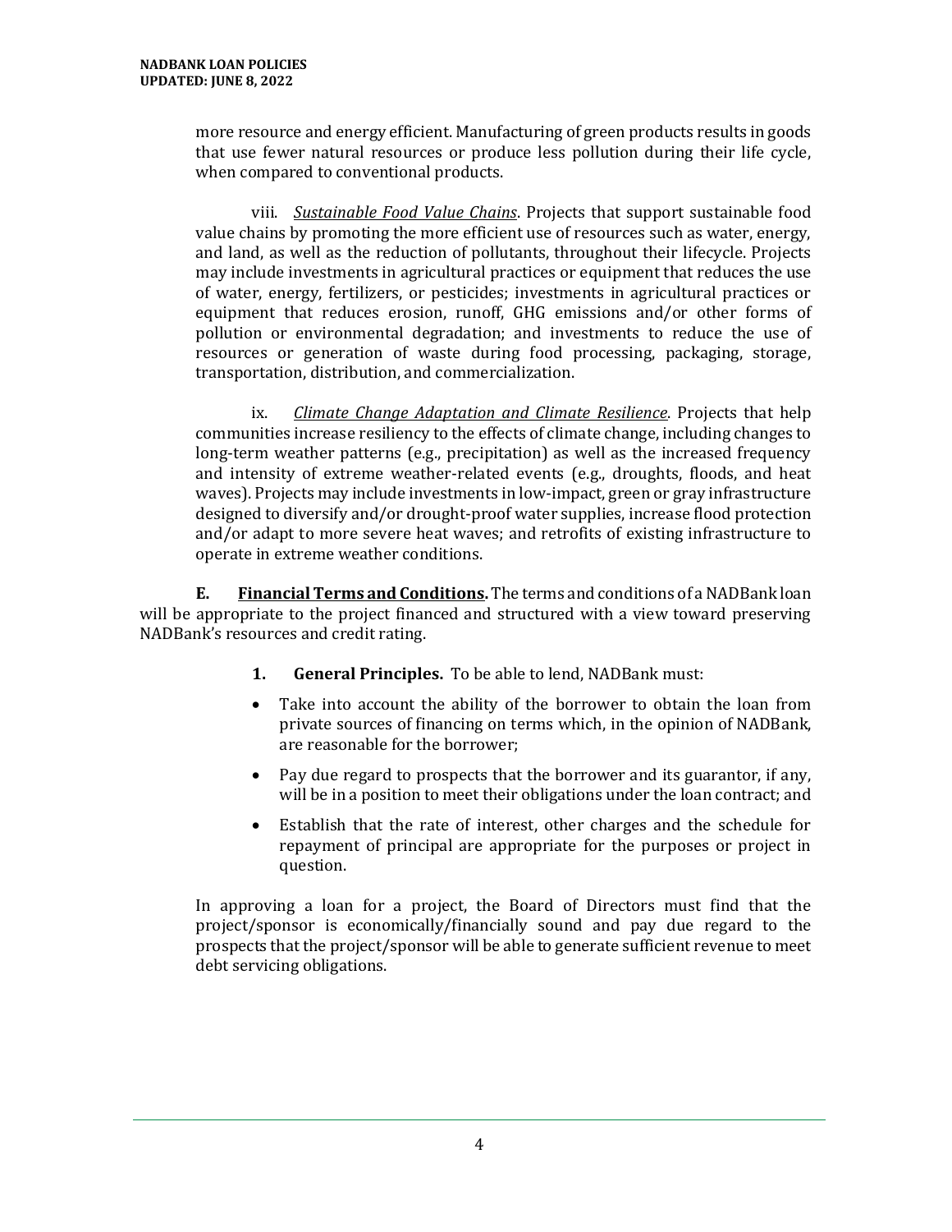more resource and energy efficient. Manufacturing of green products results in goods that use fewer natural resources or produce less pollution during their life cycle, when compared to conventional products.

viii. *Sustainable Food Value Chains*. Projects that support sustainable food value chains by promoting the more efficient use of resources such as water, energy, and land, as well as the reduction of pollutants, throughout their lifecycle. Projects may include investments in agricultural practices or equipment that reduces the use of water, energy, fertilizers, or pesticides; investments in agricultural practices or equipment that reduces erosion, runoff, GHG emissions and/or other forms of pollution or environmental degradation; and investments to reduce the use of resources or generation of waste during food processing, packaging, storage, transportation, distribution, and commercialization.

ix. *Climate Change Adaptation and Climate Resilience*. Projects that help communities increase resiliency to the effects of climate change, including changes to long-term weather patterns (e.g., precipitation) as well as the increased frequency and intensity of extreme weather-related events (e.g., droughts, floods, and heat waves). Projects may include investments in low-impact, green or gray infrastructure designed to diversify and/or drought-proof water supplies, increase flood protection and/or adapt to more severe heat waves; and retrofits of existing infrastructure to operate in extreme weather conditions.

**E. Financial Terms and Conditions.** The terms and conditions of a NADBank loan will be appropriate to the project financed and structured with a view toward preserving NADBank's resources and credit rating.

**1. General Principles.** To be able to lend, NADBank must:

- Take into account the ability of the borrower to obtain the loan from private sources of financing on terms which, in the opinion of NADBank, are reasonable for the borrower;
- Pay due regard to prospects that the borrower and its guarantor, if any, will be in a position to meet their obligations under the loan contract; and
- Establish that the rate of interest, other charges and the schedule for repayment of principal are appropriate for the purposes or project in question.

In approving a loan for a project, the Board of Directors must find that the project/sponsor is economically/financially sound and pay due regard to the prospects that the project/sponsor will be able to generate sufficient revenue to meet debt servicing obligations.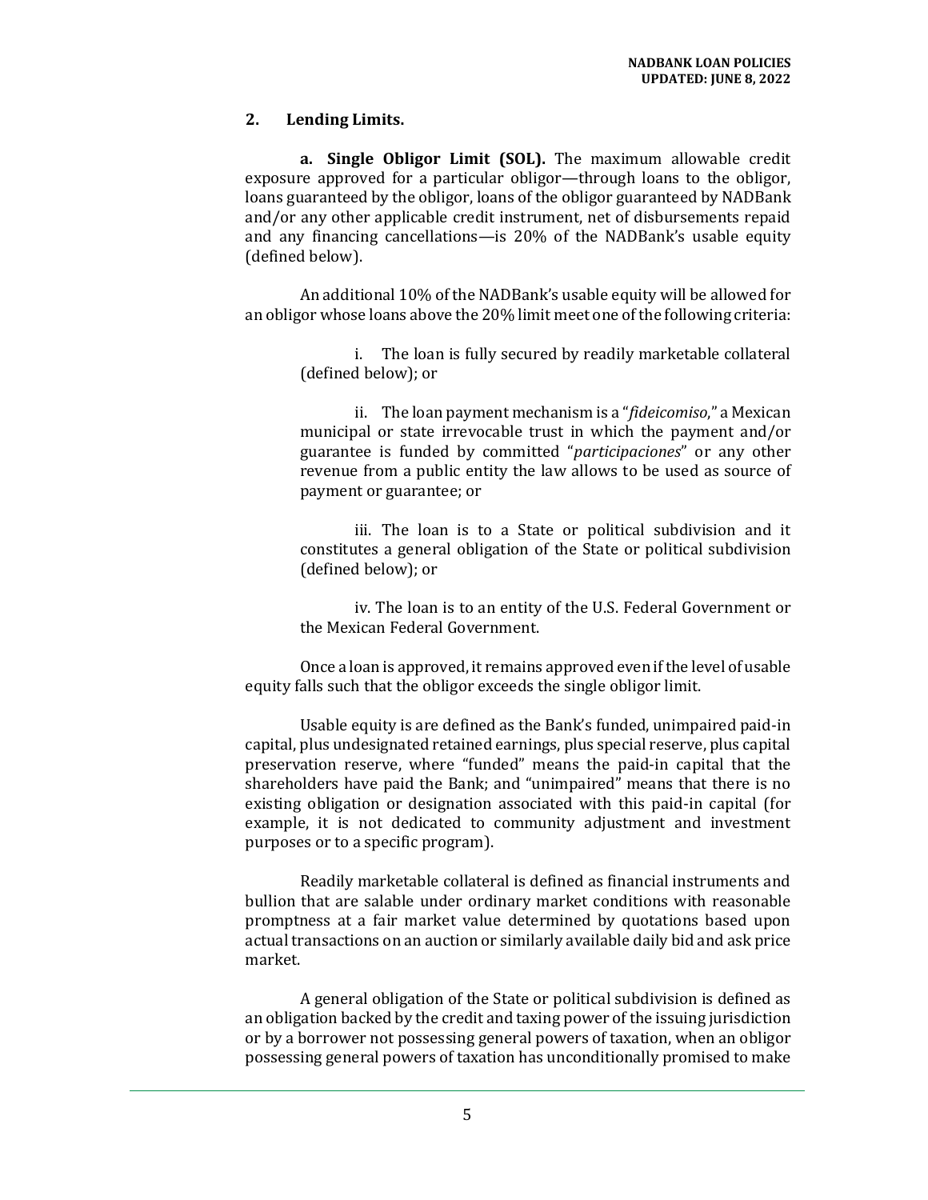## 2. Lending Limits.

**a. Single Obligor Limit (SOL).** The maximum allowable credit exposure approved for a particular obligor—through loans to the obligor, loans guaranteed by the obligor, loans of the obligor guaranteed by NADBank and/or any other applicable credit instrument, net of disbursements repaid and any financing cancellations—is 20% of the NADBank's usable equity (defined below).

An additional 10% of the NADBank's usable equity will be allowed for an obligor whose loans above the 20% limit meet one of the following criteria:

i. The loan is fully secured by readily marketable collateral (defined below); or

ii. The loan payment mechanism is a "*fideicomiso*," a Mexican municipal or state irrevocable trust in which the payment and/or guarantee is funded by committed "*participaciones*" or any other revenue from a public entity the law allows to be used as source of payment or guarantee; or

iii. The loan is to a State or political subdivision and it constitutes a general obligation of the State or political subdivision (defined below); or

iv. The loan is to an entity of the U.S. Federal Government or the Mexican Federal Government.

Once a loan is approved, it remains approved even if the level of usable equity falls such that the obligor exceeds the single obligor limit.

Usable equity is are defined as the Bank's funded, unimpaired paid-in capital, plus undesignated retained earnings, plus special reserve, plus capital preservation reserve, where "funded" means the paid-in capital that the shareholders have paid the Bank; and "unimpaired" means that there is no existing obligation or designation associated with this paid-in capital (for example, it is not dedicated to community adjustment and investment purposes or to a specific program).

Readily marketable collateral is defined as financial instruments and bullion that are salable under ordinary market conditions with reasonable promptness at a fair market value determined by quotations based upon actual transactions on an auction or similarly available daily bid and ask price market.

A general obligation of the State or political subdivision is defined as an obligation backed by the credit and taxing power of the issuing jurisdiction or by a borrower not possessing general powers of taxation, when an obligor possessing general powers of taxation has unconditionally promised to make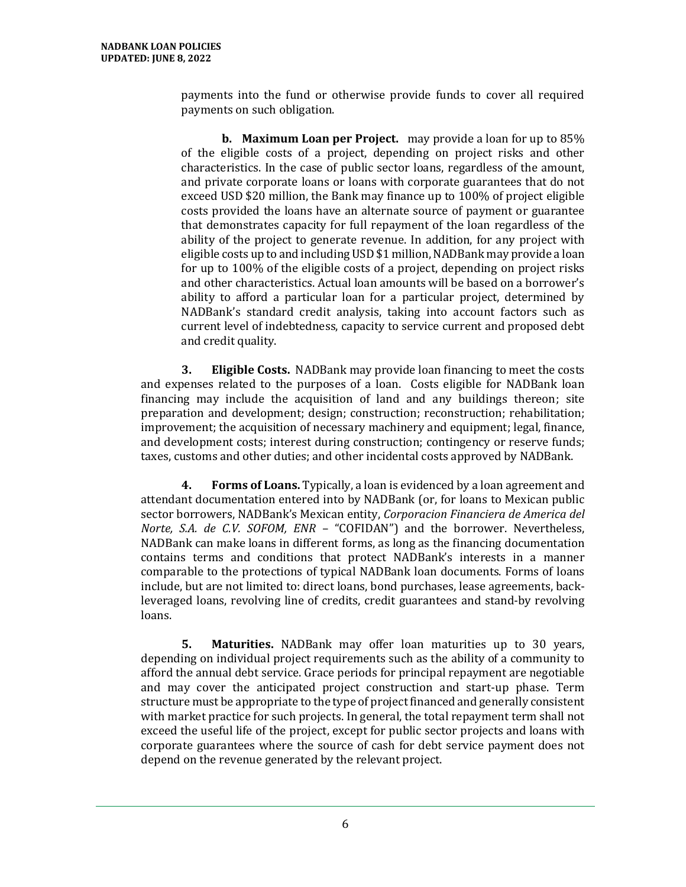payments into the fund or otherwise provide funds to cover all required payments on such obligation.

**b. Maximum Loan per Project.** may provide a loan for up to 85% of the eligible costs of a project, depending on project risks and other characteristics. In the case of public sector loans, regardless of the amount, and private corporate loans or loans with corporate guarantees that do not exceed USD $20 million, the Bank may finance up to 100% of project eligible costs provided the loans have an alternate source of payment or guarantee that demonstrates capacity for full repayment of the loan regardless of the ability of the project to generate revenue. In addition, for any project with eligible costs up to and including USD $1 million, NADBank may provide a loan for up to 100% of the eligible costs of a project, depending on project risks and other characteristics. Actual loan amounts will be based on a borrower's ability to afford a particular loan for a particular project, determined by NADBank's standard credit analysis, taking into account factors such as current level of indebtedness, capacity to service current and proposed debt and credit quality.

**3. Eligible Costs.** NADBank may provide loan financing to meet the costs and expenses related to the purposes of a loan. Costs eligible for NADBank loan financing may include the acquisition of land and any buildings thereon; site preparation and development; design; construction; reconstruction; rehabilitation; improvement; the acquisition of necessary machinery and equipment; legal, finance, and development costs; interest during construction; contingency or reserve funds; taxes, customs and other duties; and other incidental costs approved by NADBank.

**4. Forms of Loans.** Typically, a loan is evidenced by a loan agreement and attendant documentation entered into by NADBank (or, for loans to Mexican public sector borrowers, NADBank's Mexican entity, *Corporacion Financiera de America del Norte, S.A. de C.V. SOFOM, ENR* – "COFIDAN") and the borrower. Nevertheless, NADBank can make loans in different forms, as long as the financing documentation contains terms and conditions that protect NADBank's interests in a manner comparable to the protections of typical NADBank loan documents. Forms of loans include, but are not limited to: direct loans, bond purchases, lease agreements, back-leveraged loans, revolving line of credits, credit guarantees and stand-by revolving loans.

**5. Maturities.** NADBank may offer loan maturities up to 30 years, depending on individual project requirements such as the ability of a community to afford the annual debt service. Grace periods for principal repayment are negotiable and may cover the anticipated project construction and start-up phase. Term structure must be appropriate to the type of project financed and generally consistent with market practice for such projects. In general, the total repayment term shall not exceed the useful life of the project, except for public sector projects and loans with corporate guarantees where the source of cash for debt service payment does not depend on the revenue generated by the relevant project.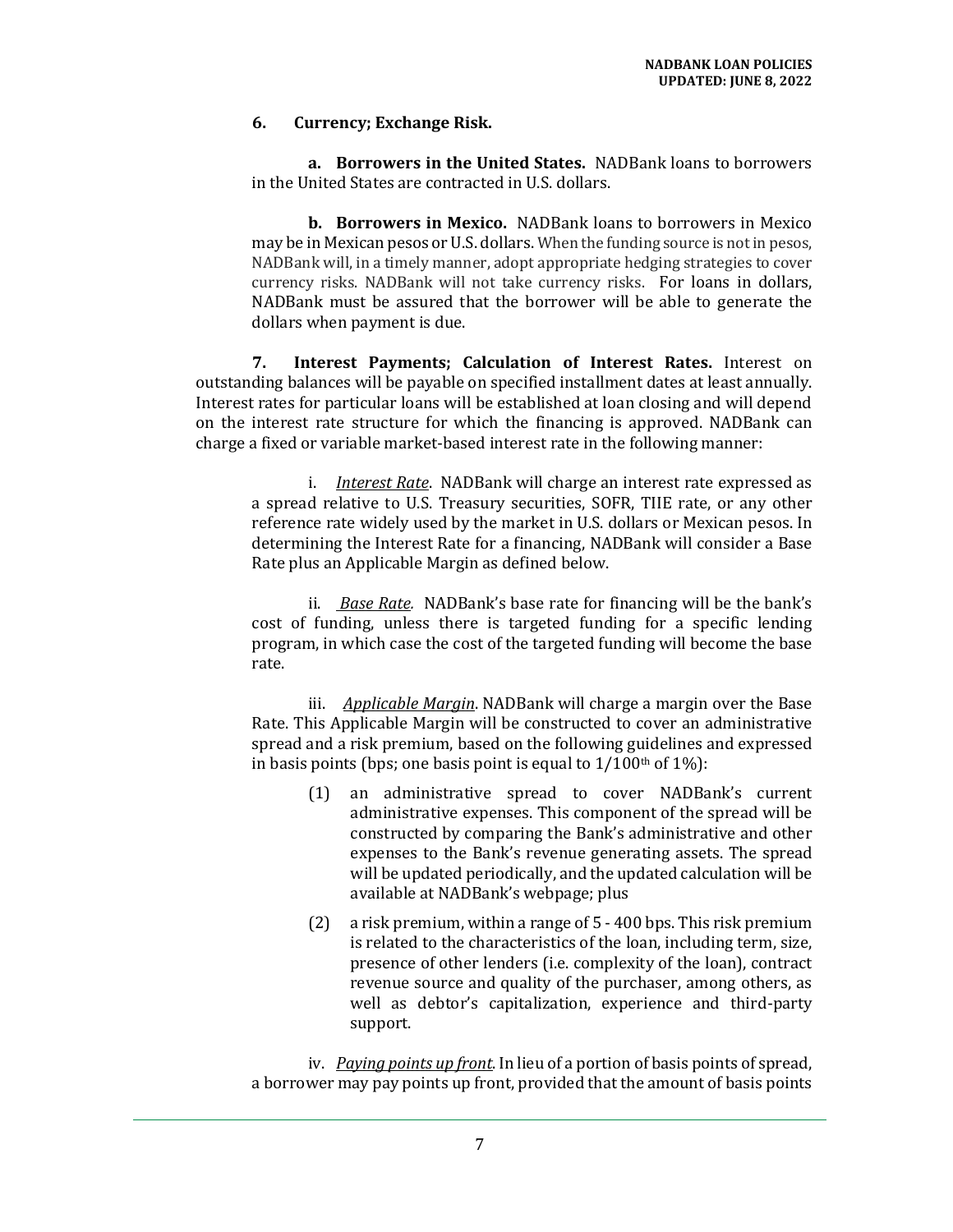### 6. Currency; Exchange Risk.

**a. Borrowers in the United States.** NADBank loans to borrowers in the United States are contracted in U.S. dollars.

**b. Borrowers in Mexico.** NADBank loans to borrowers in Mexico may be in Mexican pesos or U.S. dollars. When the funding source is not in pesos, NADBank will, in a timely manner, adopt appropriate hedging strategies to cover currency risks. NADBank will not take currency risks. For loans in dollars, NADBank must be assured that the borrower will be able to generate the dollars when payment is due.

**7. Interest Payments; Calculation of Interest Rates.** Interest on outstanding balances will be payable on specified installment dates at least annually. Interest rates for particular loans will be established at loan closing and will depend on the interest rate structure for which the financing is approved. NADBank can charge a fixed or variable market-based interest rate in the following manner:

i. *Interest Rate*. NADBank will charge an interest rate expressed as a spread relative to U.S. Treasury securities, SOFR, TIIE rate, or any other reference rate widely used by the market in U.S. dollars or Mexican pesos. In determining the Interest Rate for a financing, NADBank will consider a Base Rate plus an Applicable Margin as defined below.

ii. *Base Rate.* NADBank's base rate for financing will be the bank's cost of funding, unless there is targeted funding for a specific lending program, in which case the cost of the targeted funding will become the base rate.

iii. *Applicable Margin*. NADBank will charge a margin over the Base Rate. This Applicable Margin will be constructed to cover an administrative spread and a risk premium, based on the following guidelines and expressed in basis points (bps; one basis point is equal to 1/100th of 1%):

(1) an administrative spread to cover NADBank's current administrative expenses. This component of the spread will be constructed by comparing the Bank's administrative and other expenses to the Bank's revenue generating assets. The spread will be updated periodically, and the updated calculation will be available at NADBank's webpage; plus

(2) a risk premium, within a range of 5 - 400 bps. This risk premium is related to the characteristics of the loan, including term, size, presence of other lenders (i.e. complexity of the loan), contract revenue source and quality of the purchaser, among others, as well as debtor's capitalization, experience and third-party support.

iv. *Paying points up front*. In lieu of a portion of basis points of spread, a borrower may pay points up front, provided that the amount of basis points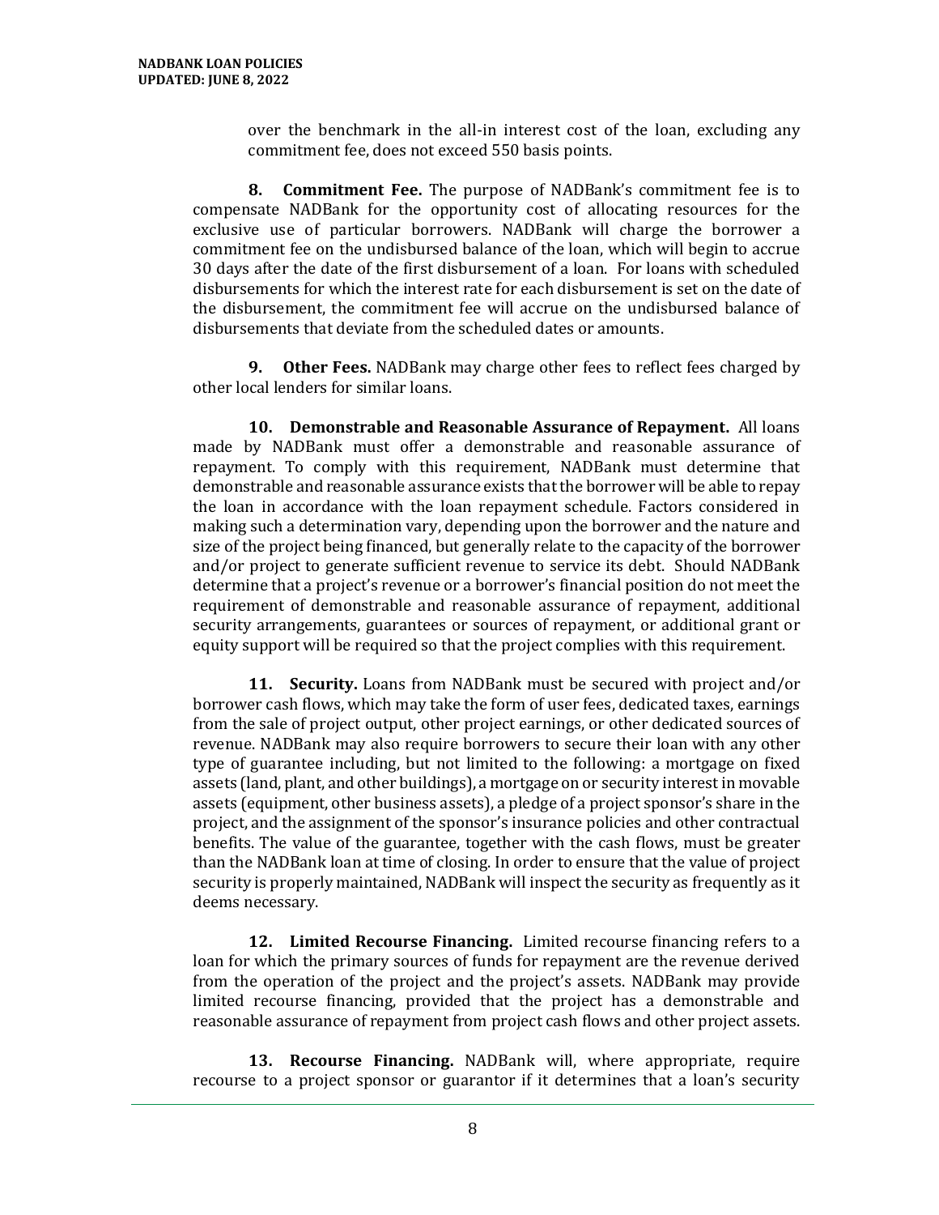over the benchmark in the all-in interest cost of the loan, excluding any commitment fee, does not exceed 550 basis points.

**8. Commitment Fee.** The purpose of NADBank's commitment fee is to compensate NADBank for the opportunity cost of allocating resources for the exclusive use of particular borrowers. NADBank will charge the borrower a commitment fee on the undisbursed balance of the loan, which will begin to accrue 30 days after the date of the first disbursement of a loan. For loans with scheduled disbursements for which the interest rate for each disbursement is set on the date of the disbursement, the commitment fee will accrue on the undisbursed balance of disbursements that deviate from the scheduled dates or amounts.

**9. Other Fees.** NADBank may charge other fees to reflect fees charged by other local lenders for similar loans.

**10. Demonstrable and Reasonable Assurance of Repayment.** All loans made by NADBank must offer a demonstrable and reasonable assurance of repayment. To comply with this requirement, NADBank must determine that demonstrable and reasonable assurance exists that the borrower will be able to repay the loan in accordance with the loan repayment schedule. Factors considered in making such a determination vary, depending upon the borrower and the nature and size of the project being financed, but generally relate to the capacity of the borrower and/or project to generate sufficient revenue to service its debt. Should NADBank determine that a project's revenue or a borrower's financial position do not meet the requirement of demonstrable and reasonable assurance of repayment, additional security arrangements, guarantees or sources of repayment, or additional grant or equity support will be required so that the project complies with this requirement.

**11. Security.** Loans from NADBank must be secured with project and/or borrower cash flows, which may take the form of user fees, dedicated taxes, earnings from the sale of project output, other project earnings, or other dedicated sources of revenue. NADBank may also require borrowers to secure their loan with any other type of guarantee including, but not limited to the following: a mortgage on fixed assets (land, plant, and other buildings), a mortgage on or security interest in movable assets (equipment, other business assets), a pledge of a project sponsor's share in the project, and the assignment of the sponsor's insurance policies and other contractual benefits. The value of the guarantee, together with the cash flows, must be greater than the NADBank loan at time of closing. In order to ensure that the value of project security is properly maintained, NADBank will inspect the security as frequently as it deems necessary.

**12. Limited Recourse Financing.** Limited recourse financing refers to a loan for which the primary sources of funds for repayment are the revenue derived from the operation of the project and the project's assets. NADBank may provide limited recourse financing, provided that the project has a demonstrable and reasonable assurance of repayment from project cash flows and other project assets.

**13. Recourse Financing.** NADBank will, where appropriate, require recourse to a project sponsor or guarantor if it determines that a loan's security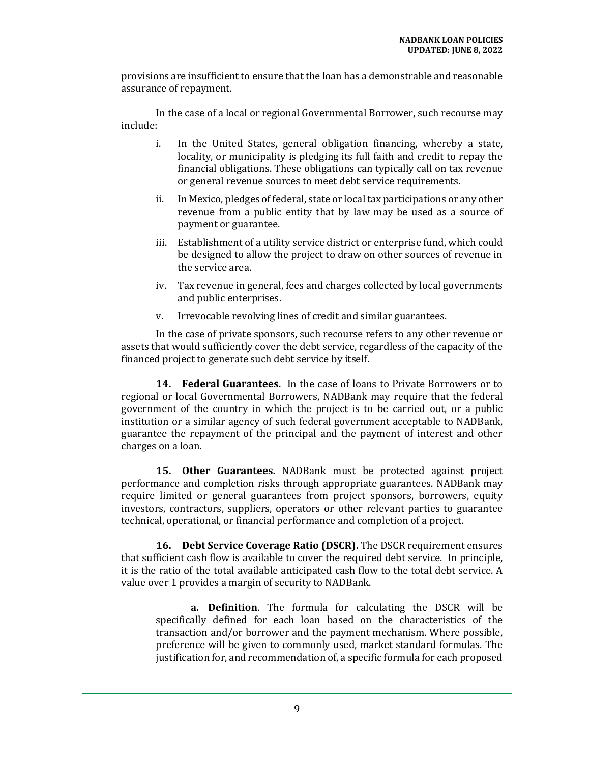provisions are insufficient to ensure that the loan has a demonstrable and reasonable assurance of repayment.

In the case of a local or regional Governmental Borrower, such recourse may include:

i. In the United States, general obligation financing, whereby a state, locality, or municipality is pledging its full faith and credit to repay the financial obligations. These obligations can typically call on tax revenue or general revenue sources to meet debt service requirements.

ii. In Mexico, pledges of federal, state or local tax participations or any other revenue from a public entity that by law may be used as a source of payment or guarantee.

iii. Establishment of a utility service district or enterprise fund, which could be designed to allow the project to draw on other sources of revenue in the service area.

iv. Tax revenue in general, fees and charges collected by local governments and public enterprises.

v. Irrevocable revolving lines of credit and similar guarantees.

In the case of private sponsors, such recourse refers to any other revenue or assets that would sufficiently cover the debt service, regardless of the capacity of the financed project to generate such debt service by itself.

**14. Federal Guarantees.** In the case of loans to Private Borrowers or to regional or local Governmental Borrowers, NADBank may require that the federal government of the country in which the project is to be carried out, or a public institution or a similar agency of such federal government acceptable to NADBank, guarantee the repayment of the principal and the payment of interest and other charges on a loan.

**15. Other Guarantees.** NADBank must be protected against project performance and completion risks through appropriate guarantees. NADBank may require limited or general guarantees from project sponsors, borrowers, equity investors, contractors, suppliers, operators or other relevant parties to guarantee technical, operational, or financial performance and completion of a project.

**16. Debt Service Coverage Ratio (DSCR).** The DSCR requirement ensures that sufficient cash flow is available to cover the required debt service. In principle, it is the ratio of the total available anticipated cash flow to the total debt service. A value over 1 provides a margin of security to NADBank.

**a. Definition**. The formula for calculating the DSCR will be specifically defined for each loan based on the characteristics of the transaction and/or borrower and the payment mechanism. Where possible, preference will be given to commonly used, market standard formulas. The justification for, and recommendation of, a specific formula for each proposed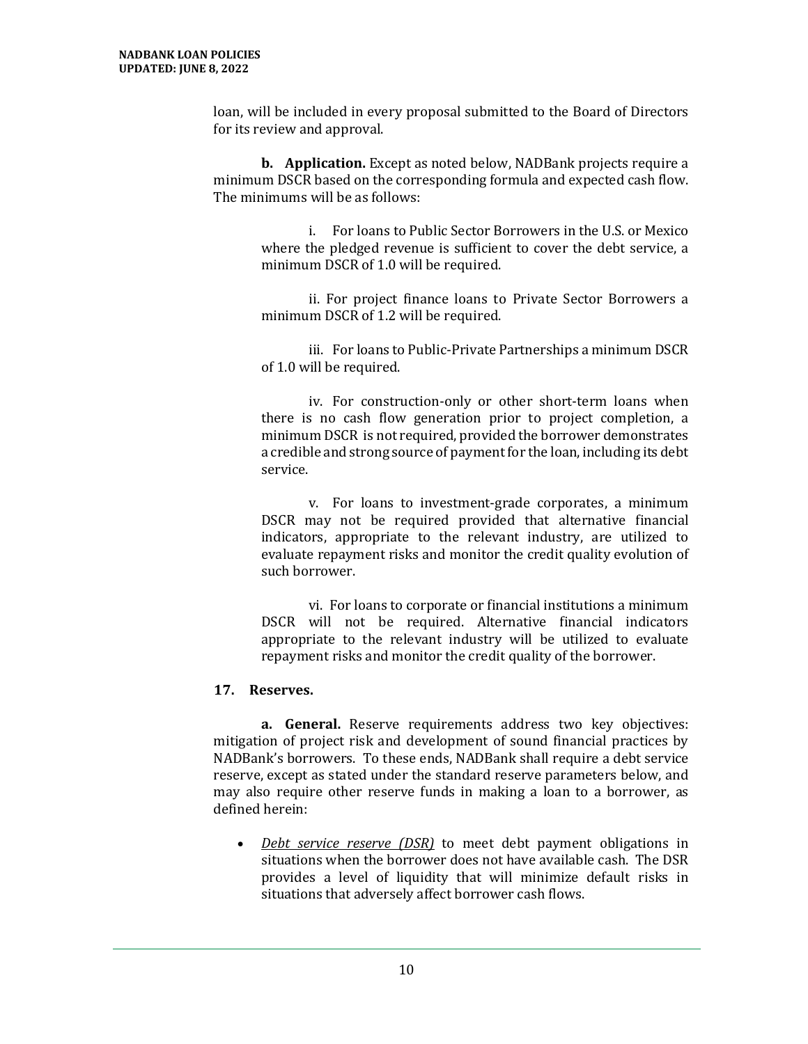loan, will be included in every proposal submitted to the Board of Directors for its review and approval.

**b. Application.** Except as noted below, NADBank projects require a minimum DSCR based on the corresponding formula and expected cash flow. The minimums will be as follows:

i. For loans to Public Sector Borrowers in the U.S. or Mexico where the pledged revenue is sufficient to cover the debt service, a minimum DSCR of 1.0 will be required.

ii. For project finance loans to Private Sector Borrowers a minimum DSCR of 1.2 will be required.

iii. For loans to Public-Private Partnerships a minimum DSCR of 1.0 will be required.

iv. For construction-only or other short-term loans when there is no cash flow generation prior to project completion, a minimum DSCR is not required, provided the borrower demonstrates a credible and strong source of payment for the loan, including its debt service.

v. For loans to investment-grade corporates, a minimum DSCR may not be required provided that alternative financial indicators, appropriate to the relevant industry, are utilized to evaluate repayment risks and monitor the credit quality evolution of such borrower.

vi. For loans to corporate or financial institutions a minimum DSCR will not be required. Alternative financial indicators appropriate to the relevant industry will be utilized to evaluate repayment risks and monitor the credit quality of the borrower.

## 17. Reserves.

**a. General.** Reserve requirements address two key objectives: mitigation of project risk and development of sound financial practices by NADBank's borrowers. To these ends, NADBank shall require a debt service reserve, except as stated under the standard reserve parameters below, and may also require other reserve funds in making a loan to a borrower, as defined herein:

- *Debt service reserve (DSR)* to meet debt payment obligations in situations when the borrower does not have available cash. The DSR provides a level of liquidity that will minimize default risks in situations that adversely affect borrower cash flows.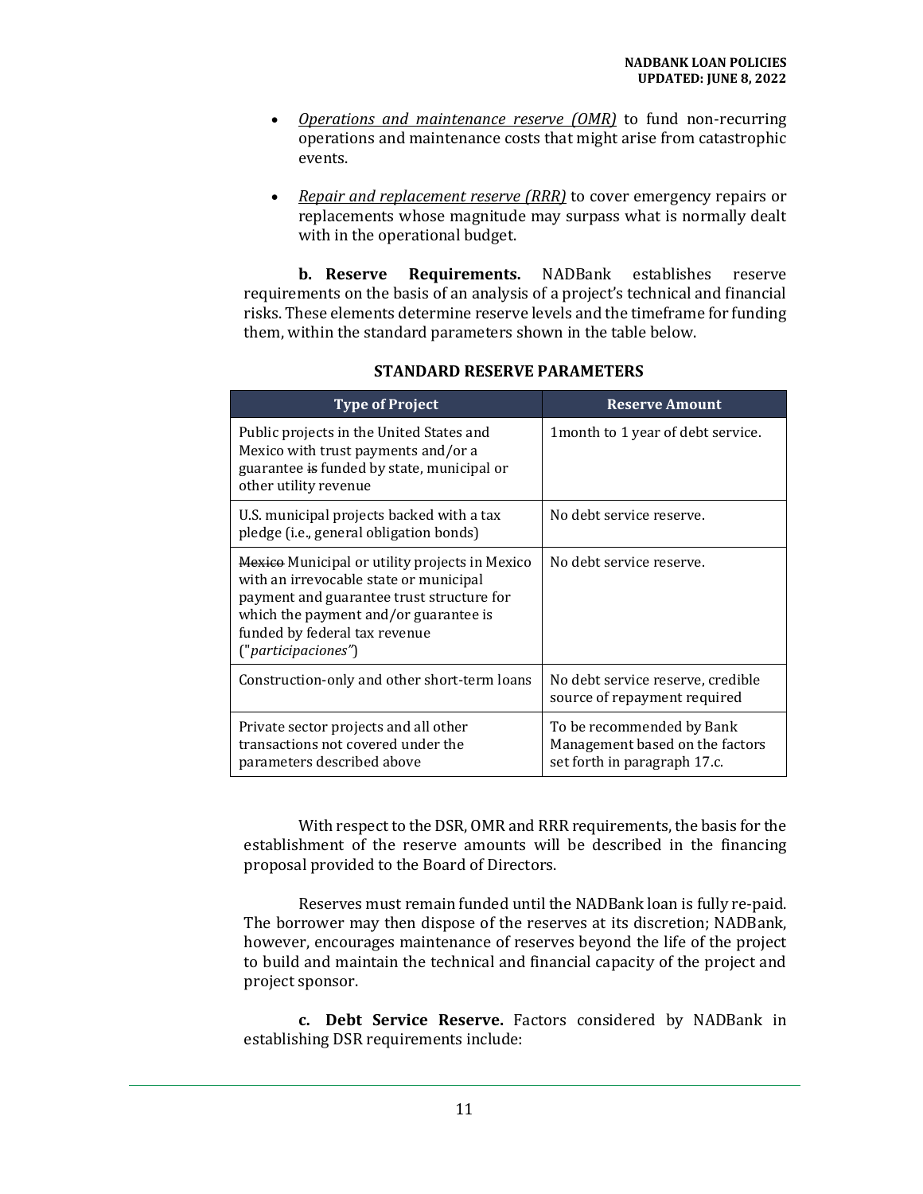- *Operations and maintenance reserve (OMR)* to fund non-recurring operations and maintenance costs that might arise from catastrophic events.

- *Repair and replacement reserve (RRR)* to cover emergency repairs or replacements whose magnitude may surpass what is normally dealt with in the operational budget.

**b. Reserve Requirements.** NADBank establishes reserve requirements on the basis of an analysis of a project's technical and financial risks. These elements determine reserve levels and the timeframe for funding them, within the standard parameters shown in the table below.

**STANDARD RESERVE PARAMETERS**

| Type of Project | Reserve Amount |
|---|---|
| Public projects in the United States and Mexico with trust payments and/or a guarantee ~~is~~ funded by state, municipal or other utility revenue | 1month to 1 year of debt service. |
| U.S. municipal projects backed with a tax pledge (i.e., general obligation bonds) | No debt service reserve. |
| ~~Mexico~~ Municipal or utility projects in Mexico with an irrevocable state or municipal payment and guarantee trust structure for which the payment and/or guarantee is funded by federal tax revenue ("*participaciones"*) | No debt service reserve. |
| Construction-only and other short-term loans | No debt service reserve, credible source of repayment required |
| Private sector projects and all other transactions not covered under the parameters described above | To be recommended by Bank Management based on the factors set forth in paragraph 17.c. |

With respect to the DSR, OMR and RRR requirements, the basis for the establishment of the reserve amounts will be described in the financing proposal provided to the Board of Directors.

Reserves must remain funded until the NADBank loan is fully re-paid. The borrower may then dispose of the reserves at its discretion; NADBank, however, encourages maintenance of reserves beyond the life of the project to build and maintain the technical and financial capacity of the project and project sponsor.

**c. Debt Service Reserve.** Factors considered by NADBank in establishing DSR requirements include: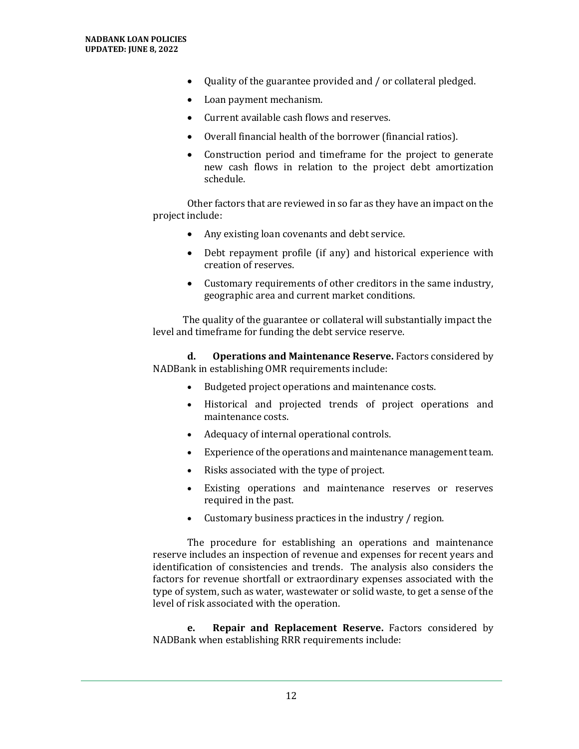- Quality of the guarantee provided and / or collateral pledged.
- Loan payment mechanism.
- Current available cash flows and reserves.
- Overall financial health of the borrower (financial ratios).
- Construction period and timeframe for the project to generate new cash flows in relation to the project debt amortization schedule.

Other factors that are reviewed in so far as they have an impact on the project include:

- Any existing loan covenants and debt service.
- Debt repayment profile (if any) and historical experience with creation of reserves.
- Customary requirements of other creditors in the same industry, geographic area and current market conditions.

The quality of the guarantee or collateral will substantially impact the level and timeframe for funding the debt service reserve.

**d. Operations and Maintenance Reserve.** Factors considered by NADBank in establishing OMR requirements include:

- Budgeted project operations and maintenance costs.
- Historical and projected trends of project operations and maintenance costs.
- Adequacy of internal operational controls.
- Experience of the operations and maintenance management team.
- Risks associated with the type of project.
- Existing operations and maintenance reserves or reserves required in the past.
- Customary business practices in the industry / region.

The procedure for establishing an operations and maintenance reserve includes an inspection of revenue and expenses for recent years and identification of consistencies and trends. The analysis also considers the factors for revenue shortfall or extraordinary expenses associated with the type of system, such as water, wastewater or solid waste, to get a sense of the level of risk associated with the operation.

**e. Repair and Replacement Reserve.** Factors considered by NADBank when establishing RRR requirements include: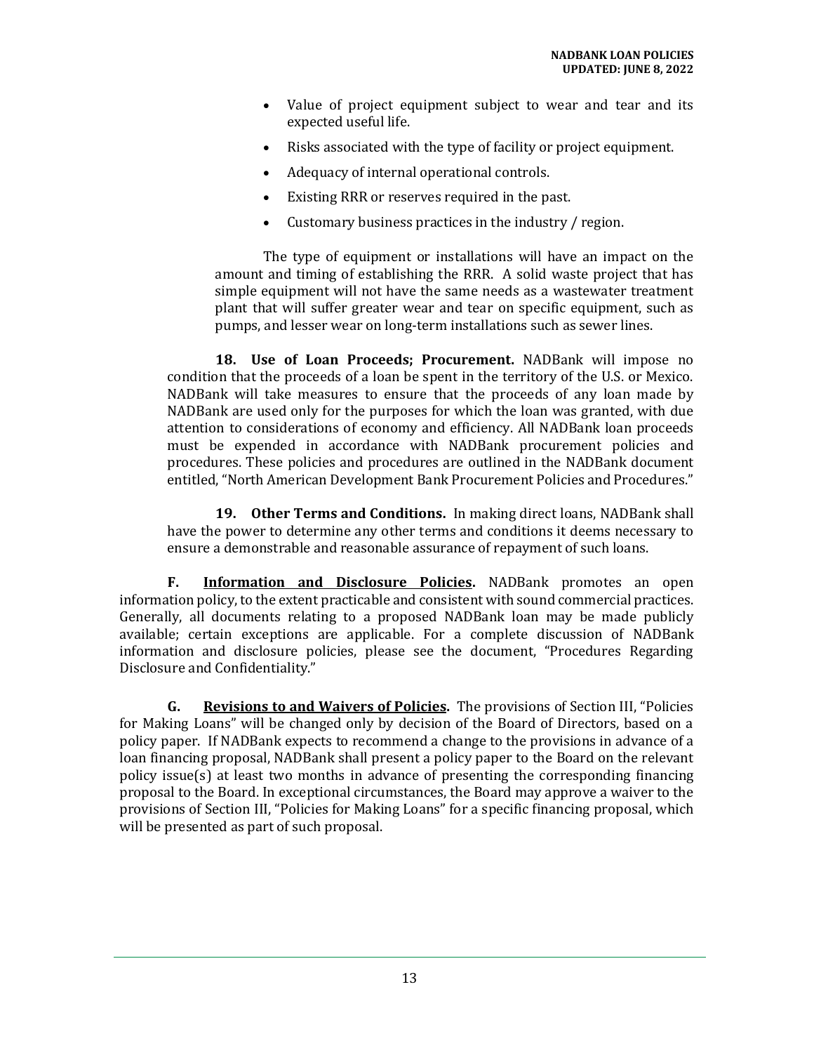- Value of project equipment subject to wear and tear and its expected useful life.
- Risks associated with the type of facility or project equipment.
- Adequacy of internal operational controls.
- Existing RRR or reserves required in the past.
- Customary business practices in the industry / region.

The type of equipment or installations will have an impact on the amount and timing of establishing the RRR. A solid waste project that has simple equipment will not have the same needs as a wastewater treatment plant that will suffer greater wear and tear on specific equipment, such as pumps, and lesser wear on long-term installations such as sewer lines.

**18. Use of Loan Proceeds; Procurement.** NADBank will impose no condition that the proceeds of a loan be spent in the territory of the U.S. or Mexico. NADBank will take measures to ensure that the proceeds of any loan made by NADBank are used only for the purposes for which the loan was granted, with due attention to considerations of economy and efficiency. All NADBank loan proceeds must be expended in accordance with NADBank procurement policies and procedures. These policies and procedures are outlined in the NADBank document entitled, "North American Development Bank Procurement Policies and Procedures."

**19. Other Terms and Conditions.** In making direct loans, NADBank shall have the power to determine any other terms and conditions it deems necessary to ensure a demonstrable and reasonable assurance of repayment of such loans.

**F. Information and Disclosure Policies.** NADBank promotes an open information policy, to the extent practicable and consistent with sound commercial practices. Generally, all documents relating to a proposed NADBank loan may be made publicly available; certain exceptions are applicable. For a complete discussion of NADBank information and disclosure policies, please see the document, "Procedures Regarding Disclosure and Confidentiality."

**G. Revisions to and Waivers of Policies.** The provisions of Section III, "Policies for Making Loans" will be changed only by decision of the Board of Directors, based on a policy paper. If NADBank expects to recommend a change to the provisions in advance of a loan financing proposal, NADBank shall present a policy paper to the Board on the relevant policy issue(s) at least two months in advance of presenting the corresponding financing proposal to the Board. In exceptional circumstances, the Board may approve a waiver to the provisions of Section III, "Policies for Making Loans" for a specific financing proposal, which will be presented as part of such proposal.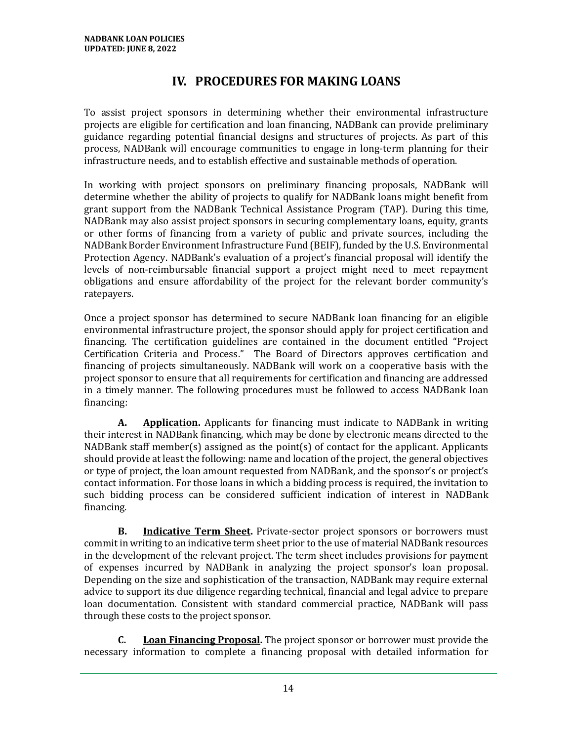# IV. PROCEDURES FOR MAKING LOANS

To assist project sponsors in determining whether their environmental infrastructure projects are eligible for certification and loan financing, NADBank can provide preliminary guidance regarding potential financial designs and structures of projects. As part of this process, NADBank will encourage communities to engage in long-term planning for their infrastructure needs, and to establish effective and sustainable methods of operation.

In working with project sponsors on preliminary financing proposals, NADBank will determine whether the ability of projects to qualify for NADBank loans might benefit from grant support from the NADBank Technical Assistance Program (TAP). During this time, NADBank may also assist project sponsors in securing complementary loans, equity, grants or other forms of financing from a variety of public and private sources, including the NADBank Border Environment Infrastructure Fund (BEIF), funded by the U.S. Environmental Protection Agency. NADBank's evaluation of a project's financial proposal will identify the levels of non-reimbursable financial support a project might need to meet repayment obligations and ensure affordability of the project for the relevant border community's ratepayers.

Once a project sponsor has determined to secure NADBank loan financing for an eligible environmental infrastructure project, the sponsor should apply for project certification and financing. The certification guidelines are contained in the document entitled "Project Certification Criteria and Process." The Board of Directors approves certification and financing of projects simultaneously. NADBank will work on a cooperative basis with the project sponsor to ensure that all requirements for certification and financing are addressed in a timely manner. The following procedures must be followed to access NADBank loan financing:

**A. <u>Application</u>.** Applicants for financing must indicate to NADBank in writing their interest in NADBank financing, which may be done by electronic means directed to the NADBank staff member(s) assigned as the point(s) of contact for the applicant. Applicants should provide at least the following: name and location of the project, the general objectives or type of project, the loan amount requested from NADBank, and the sponsor's or project's contact information. For those loans in which a bidding process is required, the invitation to such bidding process can be considered sufficient indication of interest in NADBank financing.

**B. <u>Indicative Term Sheet</u>.** Private-sector project sponsors or borrowers must commit in writing to an indicative term sheet prior to the use of material NADBank resources in the development of the relevant project. The term sheet includes provisions for payment of expenses incurred by NADBank in analyzing the project sponsor's loan proposal. Depending on the size and sophistication of the transaction, NADBank may require external advice to support its due diligence regarding technical, financial and legal advice to prepare loan documentation. Consistent with standard commercial practice, NADBank will pass through these costs to the project sponsor.

**C. <u>Loan Financing Proposal</u>.** The project sponsor or borrower must provide the necessary information to complete a financing proposal with detailed information for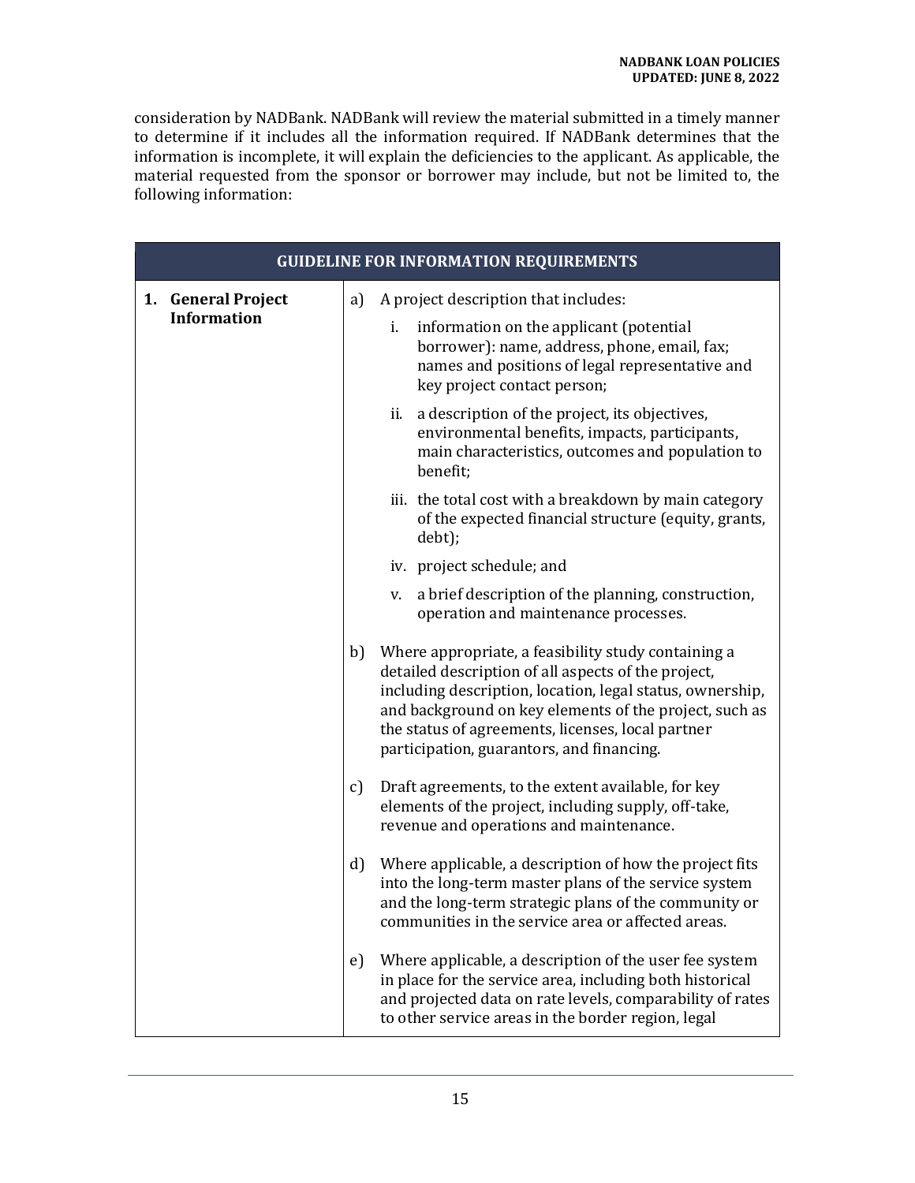consideration by NADBank. NADBank will review the material submitted in a timely manner to determine if it includes all the information required. If NADBank determines that the information is incomplete, it will explain the deficiencies to the applicant. As applicable, the material requested from the sponsor or borrower may include, but not be limited to, the following information:

| GUIDELINE FOR INFORMATION REQUIREMENTS | |
|---|---|
| **1. General Project Information** | a) A project description that includes:<br>i. information on the applicant (potential borrower): name, address, phone, email, fax; names and positions of legal representative and key project contact person;<br>ii. a description of the project, its objectives, environmental benefits, impacts, participants, main characteristics, outcomes and population to benefit;<br>iii. the total cost with a breakdown by main category of the expected financial structure (equity, grants, debt);<br>iv. project schedule; and<br>v. a brief description of the planning, construction, operation and maintenance processes.<br><br>b) Where appropriate, a feasibility study containing a detailed description of all aspects of the project, including description, location, legal status, ownership, and background on key elements of the project, such as the status of agreements, licenses, local partner participation, guarantors, and financing.<br><br>c) Draft agreements, to the extent available, for key elements of the project, including supply, off-take, revenue and operations and maintenance.<br><br>d) Where applicable, a description of how the project fits into the long-term master plans of the service system and the long-term strategic plans of the community or communities in the service area or affected areas.<br><br>e) Where applicable, a description of the user fee system in place for the service area, including both historical and projected data on rate levels, comparability of rates to other service areas in the border region, legal |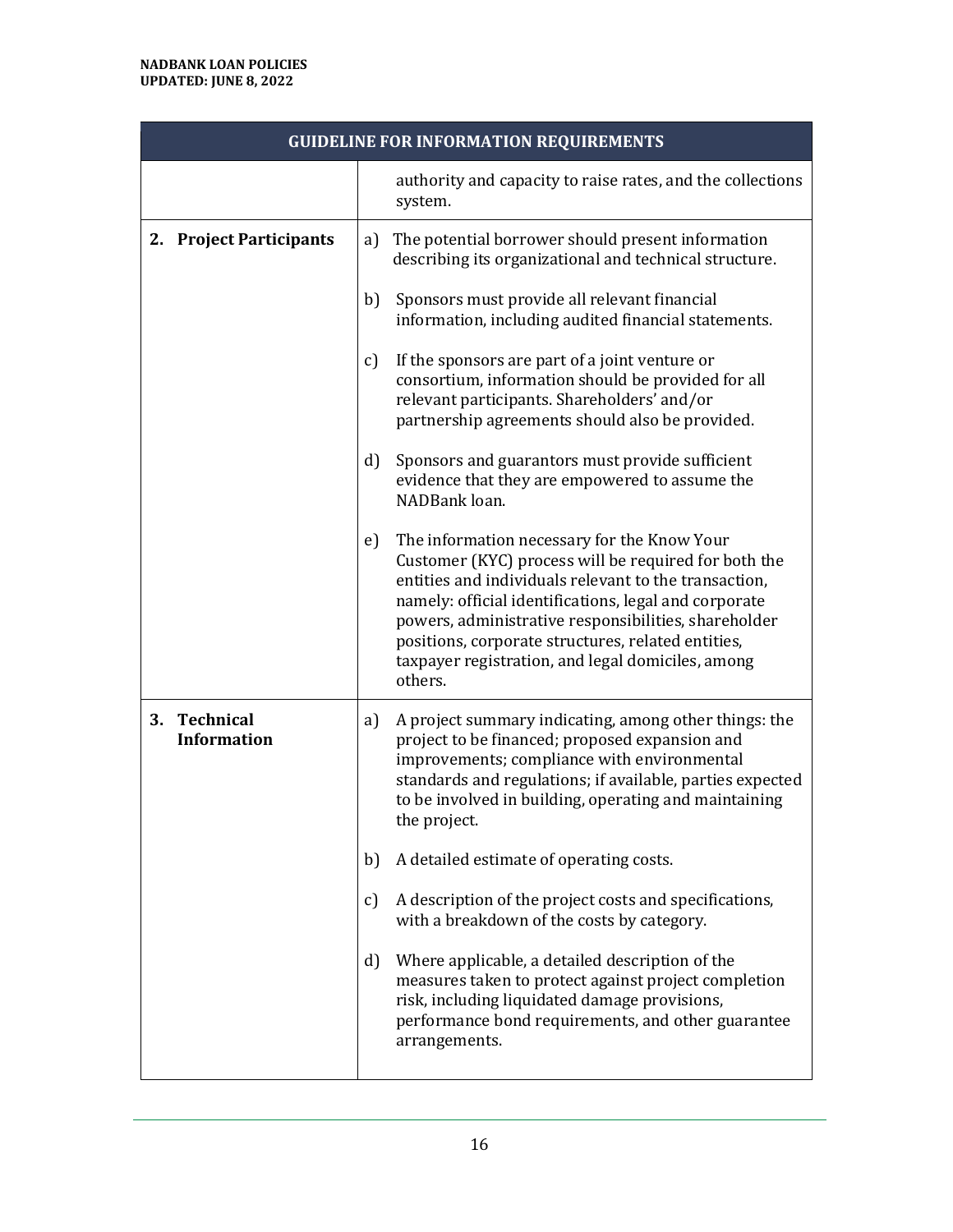| GUIDELINE FOR INFORMATION REQUIREMENTS | |
|---|---|
| | authority and capacity to raise rates, and the collections system. |
| **2. Project Participants** | a) The potential borrower should present information describing its organizational and technical structure.<br><br>b) Sponsors must provide all relevant financial information, including audited financial statements.<br><br>c) If the sponsors are part of a joint venture or consortium, information should be provided for all relevant participants. Shareholders' and/or partnership agreements should also be provided.<br><br>d) Sponsors and guarantors must provide sufficient evidence that they are empowered to assume the NADBank loan.<br><br>e) The information necessary for the Know Your Customer (KYC) process will be required for both the entities and individuals relevant to the transaction, namely: official identifications, legal and corporate powers, administrative responsibilities, shareholder positions, corporate structures, related entities, taxpayer registration, and legal domiciles, among others. |
| **3. Technical Information** | a) A project summary indicating, among other things: the project to be financed; proposed expansion and improvements; compliance with environmental standards and regulations; if available, parties expected to be involved in building, operating and maintaining the project.<br><br>b) A detailed estimate of operating costs.<br><br>c) A description of the project costs and specifications, with a breakdown of the costs by category.<br><br>d) Where applicable, a detailed description of the measures taken to protect against project completion risk, including liquidated damage provisions, performance bond requirements, and other guarantee arrangements. |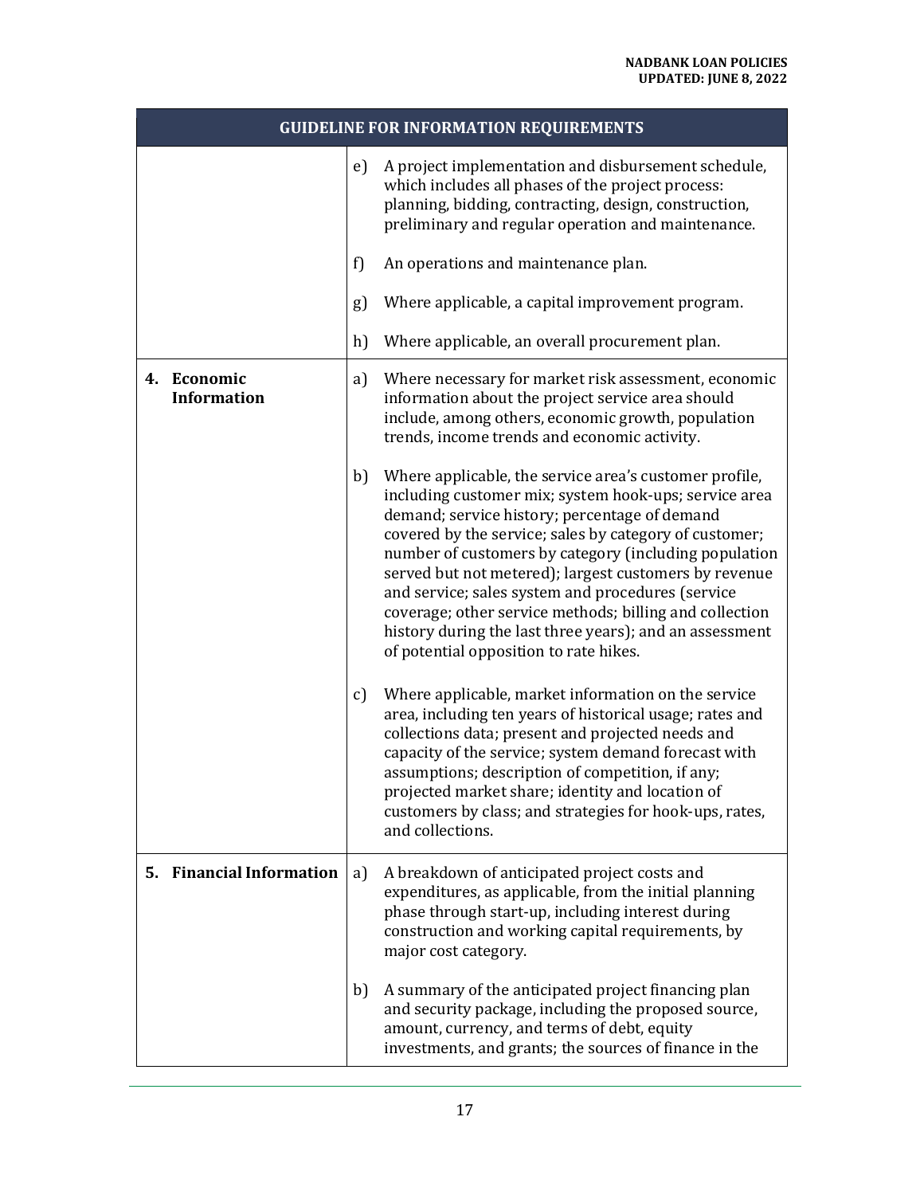| GUIDELINE FOR INFORMATION REQUIREMENTS | |
|---|---|
| | e) A project implementation and disbursement schedule, which includes all phases of the project process: planning, bidding, contracting, design, construction, preliminary and regular operation and maintenance.<br><br>f) An operations and maintenance plan.<br><br>g) Where applicable, a capital improvement program.<br><br>h) Where applicable, an overall procurement plan. |
| **4. Economic Information** | a) Where necessary for market risk assessment, economic information about the project service area should include, among others, economic growth, population trends, income trends and economic activity.<br><br>b) Where applicable, the service area's customer profile, including customer mix; system hook-ups; service area demand; service history; percentage of demand covered by the service; sales by category of customer; number of customers by category (including population served but not metered); largest customers by revenue and service; sales system and procedures (service coverage; other service methods; billing and collection history during the last three years); and an assessment of potential opposition to rate hikes.<br><br>c) Where applicable, market information on the service area, including ten years of historical usage; rates and collections data; present and projected needs and capacity of the service; system demand forecast with assumptions; description of competition, if any; projected market share; identity and location of customers by class; and strategies for hook-ups, rates, and collections. |
| **5. Financial Information** | a) A breakdown of anticipated project costs and expenditures, as applicable, from the initial planning phase through start-up, including interest during construction and working capital requirements, by major cost category.<br><br>b) A summary of the anticipated project financing plan and security package, including the proposed source, amount, currency, and terms of debt, equity investments, and grants; the sources of finance in the |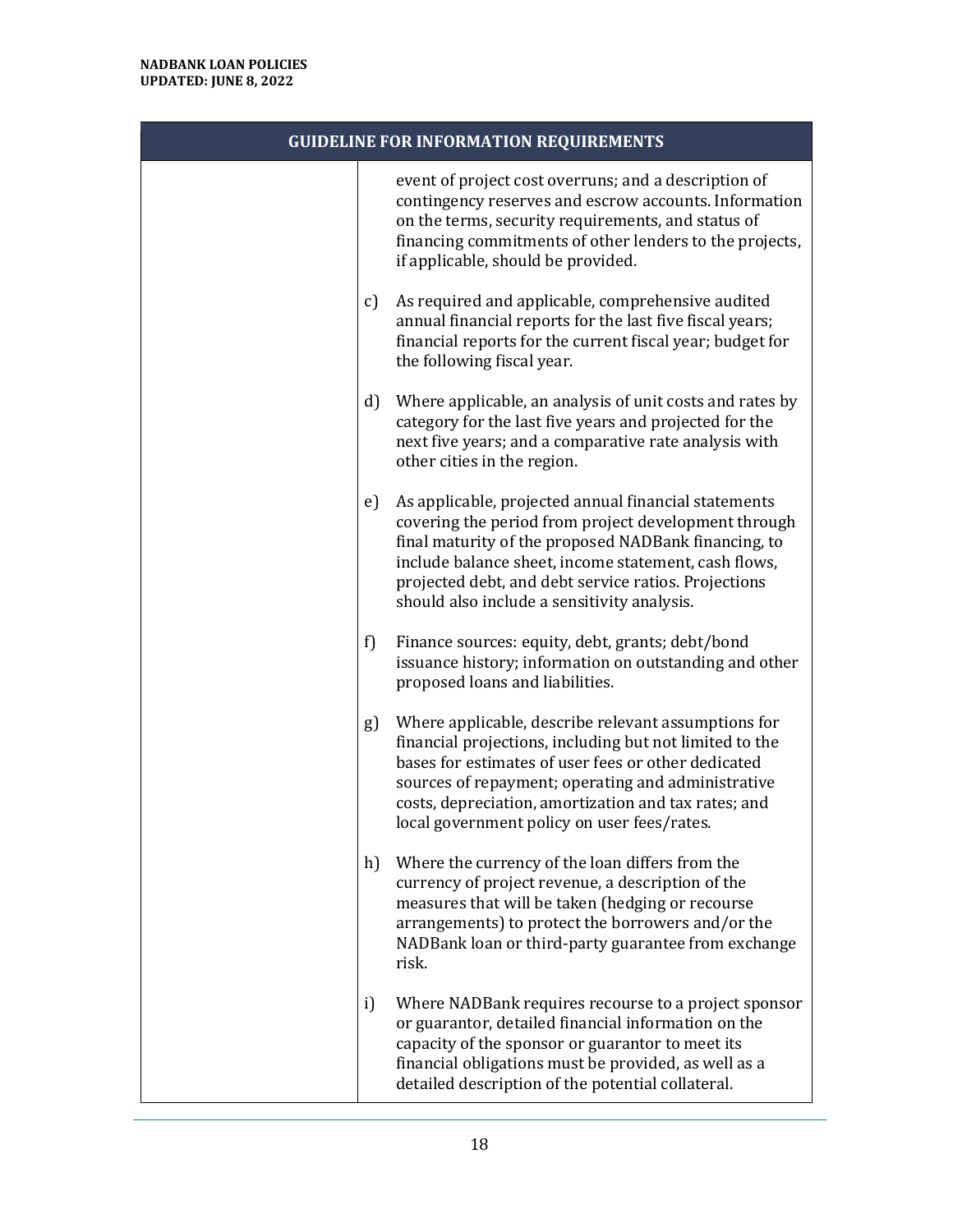| GUIDELINE FOR INFORMATION REQUIREMENTS | |
| --- | --- |
| | event of project cost overruns; and a description of contingency reserves and escrow accounts. Information on the terms, security requirements, and status of financing commitments of other lenders to the projects, if applicable, should be provided.<br><br>c) As required and applicable, comprehensive audited annual financial reports for the last five fiscal years; financial reports for the current fiscal year; budget for the following fiscal year.<br><br>d) Where applicable, an analysis of unit costs and rates by category for the last five years and projected for the next five years; and a comparative rate analysis with other cities in the region.<br><br>e) As applicable, projected annual financial statements covering the period from project development through final maturity of the proposed NADBank financing, to include balance sheet, income statement, cash flows, projected debt, and debt service ratios. Projections should also include a sensitivity analysis.<br><br>f) Finance sources: equity, debt, grants; debt/bond issuance history; information on outstanding and other proposed loans and liabilities.<br><br>g) Where applicable, describe relevant assumptions for financial projections, including but not limited to the bases for estimates of user fees or other dedicated sources of repayment; operating and administrative costs, depreciation, amortization and tax rates; and local government policy on user fees/rates.<br><br>h) Where the currency of the loan differs from the currency of project revenue, a description of the measures that will be taken (hedging or recourse arrangements) to protect the borrowers and/or the NADBank loan or third-party guarantee from exchange risk.<br><br>i) Where NADBank requires recourse to a project sponsor or guarantor, detailed financial information on the capacity of the sponsor or guarantor to meet its financial obligations must be provided, as well as a detailed description of the potential collateral. |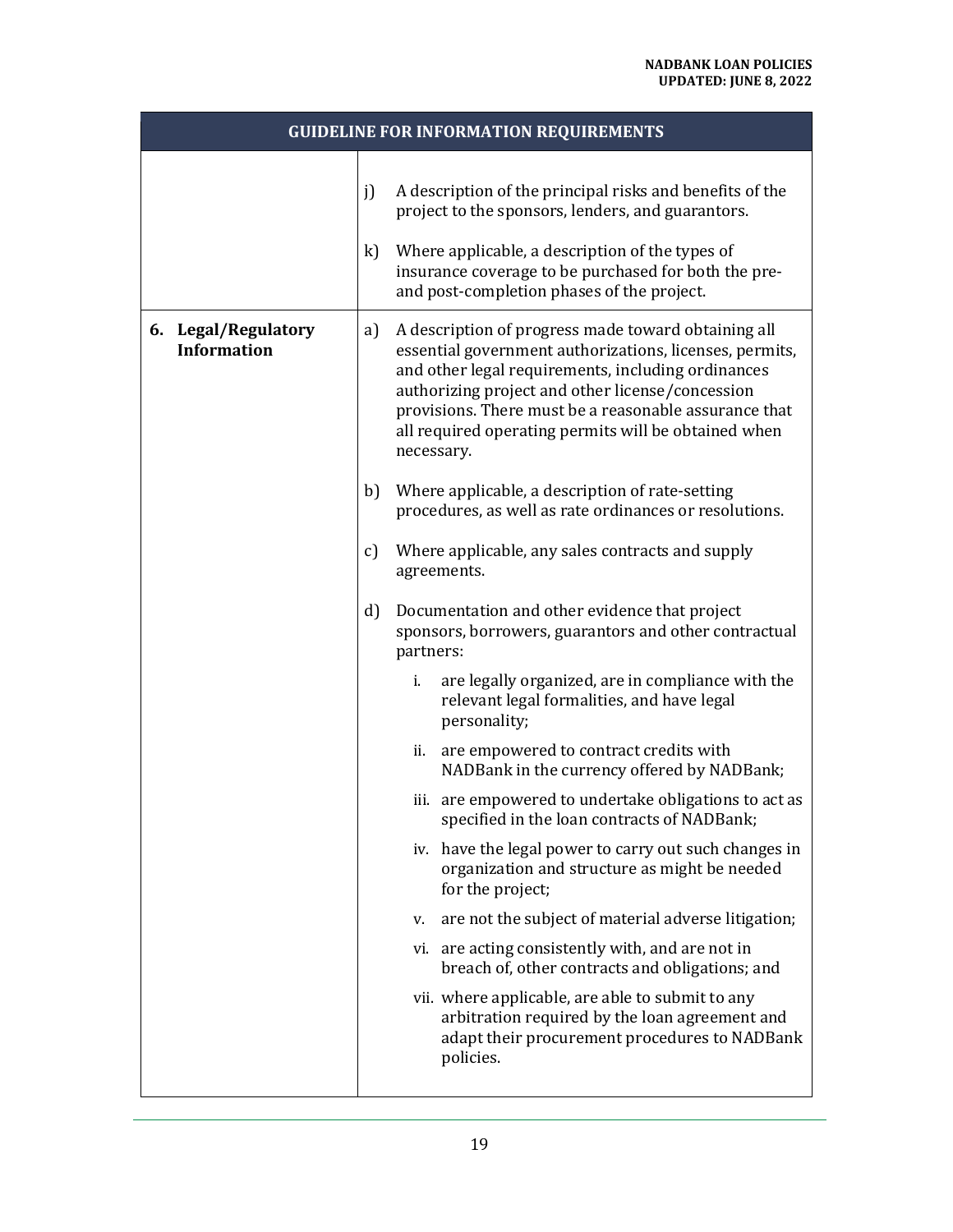| GUIDELINE FOR INFORMATION REQUIREMENTS | |
|---|---|
| | j) A description of the principal risks and benefits of the project to the sponsors, lenders, and guarantors.<br><br>k) Where applicable, a description of the types of insurance coverage to be purchased for both the pre- and post-completion phases of the project. |
| **6. Legal/Regulatory Information** | a) A description of progress made toward obtaining all essential government authorizations, licenses, permits, and other legal requirements, including ordinances authorizing project and other license/concession provisions. There must be a reasonable assurance that all required operating permits will be obtained when necessary.<br><br>b) Where applicable, a description of rate-setting procedures, as well as rate ordinances or resolutions.<br><br>c) Where applicable, any sales contracts and supply agreements.<br><br>d) Documentation and other evidence that project sponsors, borrowers, guarantors and other contractual partners:<br><br>i. are legally organized, are in compliance with the relevant legal formalities, and have legal personality;<br><br>ii. are empowered to contract credits with NADBank in the currency offered by NADBank;<br><br>iii. are empowered to undertake obligations to act as specified in the loan contracts of NADBank;<br><br>iv. have the legal power to carry out such changes in organization and structure as might be needed for the project;<br><br>v. are not the subject of material adverse litigation;<br><br>vi. are acting consistently with, and are not in breach of, other contracts and obligations; and<br><br>vii. where applicable, are able to submit to any arbitration required by the loan agreement and adapt their procurement procedures to NADBank policies. |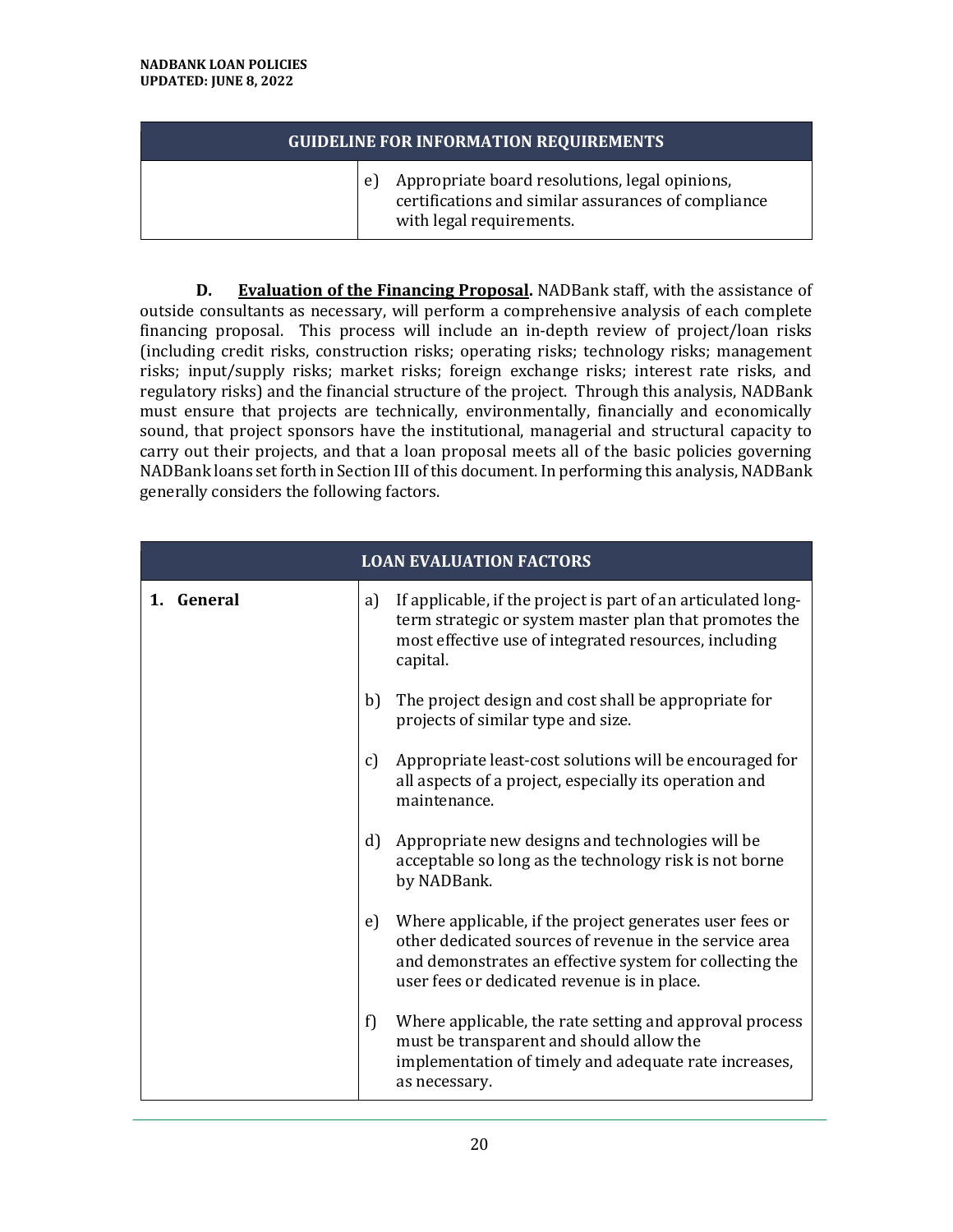| GUIDELINE FOR INFORMATION REQUIREMENTS | |
|---|---|
| | e) Appropriate board resolutions, legal opinions, certifications and similar assurances of compliance with legal requirements. |

**D. Evaluation of the Financing Proposal.** NADBank staff, with the assistance of outside consultants as necessary, will perform a comprehensive analysis of each complete financing proposal. This process will include an in-depth review of project/loan risks (including credit risks, construction risks; operating risks; technology risks; management risks; input/supply risks; market risks; foreign exchange risks; interest rate risks, and regulatory risks) and the financial structure of the project. Through this analysis, NADBank must ensure that projects are technically, environmentally, financially and economically sound, that project sponsors have the institutional, managerial and structural capacity to carry out their projects, and that a loan proposal meets all of the basic policies governing NADBank loans set forth in Section III of this document. In performing this analysis, NADBank generally considers the following factors.

| LOAN EVALUATION FACTORS | |
|---|---|
| **1. General** | a) If applicable, if the project is part of an articulated long-term strategic or system master plan that promotes the most effective use of integrated resources, including capital. |
| | b) The project design and cost shall be appropriate for projects of similar type and size. |
| | c) Appropriate least-cost solutions will be encouraged for all aspects of a project, especially its operation and maintenance. |
| | d) Appropriate new designs and technologies will be acceptable so long as the technology risk is not borne by NADBank. |
| | e) Where applicable, if the project generates user fees or other dedicated sources of revenue in the service area and demonstrates an effective system for collecting the user fees or dedicated revenue is in place. |
| | f) Where applicable, the rate setting and approval process must be transparent and should allow the implementation of timely and adequate rate increases, as necessary. |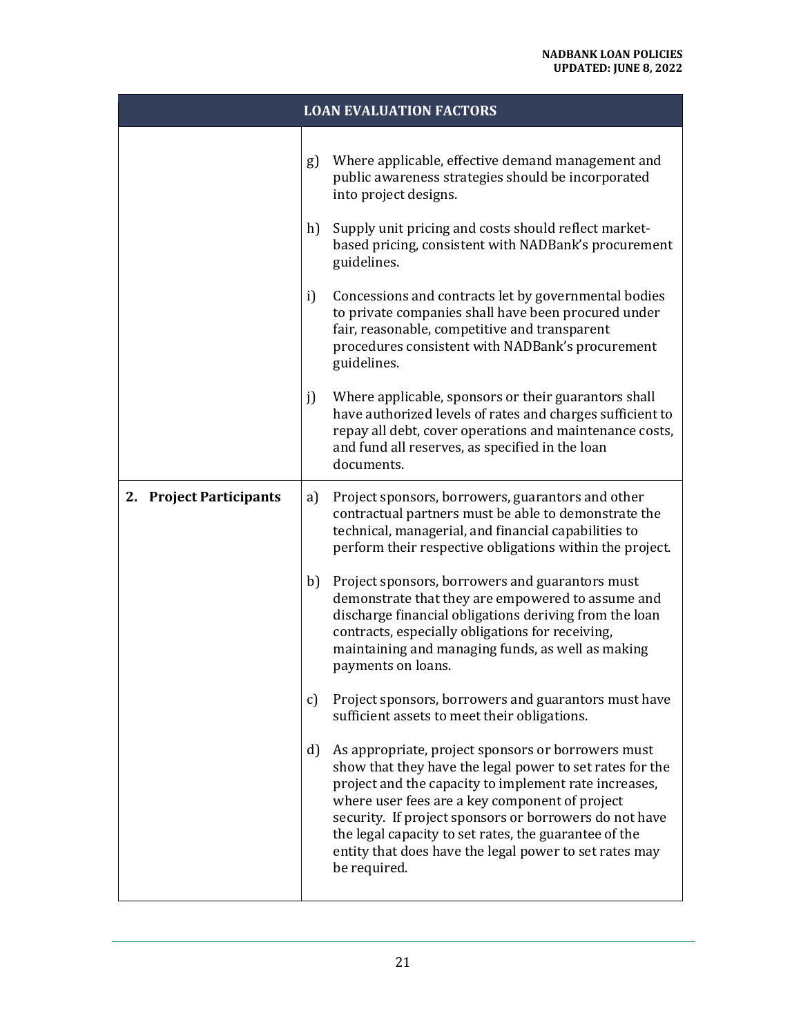| LOAN EVALUATION FACTORS | |
|---|---|
| | g) Where applicable, effective demand management and public awareness strategies should be incorporated into project designs.<br><br>h) Supply unit pricing and costs should reflect market-based pricing, consistent with NADBank's procurement guidelines.<br><br>i) Concessions and contracts let by governmental bodies to private companies shall have been procured under fair, reasonable, competitive and transparent procedures consistent with NADBank's procurement guidelines.<br><br>j) Where applicable, sponsors or their guarantors shall have authorized levels of rates and charges sufficient to repay all debt, cover operations and maintenance costs, and fund all reserves, as specified in the loan documents. |
| **2. Project Participants** | a) Project sponsors, borrowers, guarantors and other contractual partners must be able to demonstrate the technical, managerial, and financial capabilities to perform their respective obligations within the project.<br><br>b) Project sponsors, borrowers and guarantors must demonstrate that they are empowered to assume and discharge financial obligations deriving from the loan contracts, especially obligations for receiving, maintaining and managing funds, as well as making payments on loans.<br><br>c) Project sponsors, borrowers and guarantors must have sufficient assets to meet their obligations.<br><br>d) As appropriate, project sponsors or borrowers must show that they have the legal power to set rates for the project and the capacity to implement rate increases, where user fees are a key component of project security. If project sponsors or borrowers do not have the legal capacity to set rates, the guarantee of the entity that does have the legal power to set rates may be required. |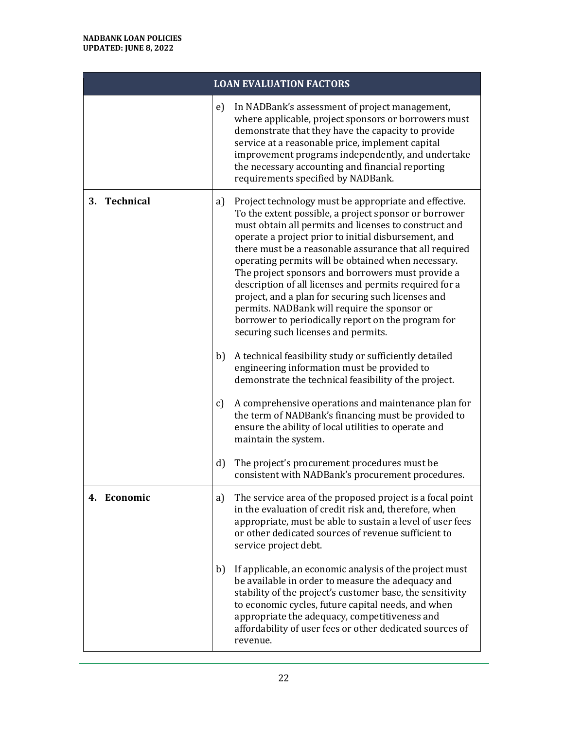| LOAN EVALUATION FACTORS | |
|---|---|
| | e) In NADBank's assessment of project management, where applicable, project sponsors or borrowers must demonstrate that they have the capacity to provide service at a reasonable price, implement capital improvement programs independently, and undertake the necessary accounting and financial reporting requirements specified by NADBank. |
| **3. Technical** | a) Project technology must be appropriate and effective. To the extent possible, a project sponsor or borrower must obtain all permits and licenses to construct and operate a project prior to initial disbursement, and there must be a reasonable assurance that all required operating permits will be obtained when necessary. The project sponsors and borrowers must provide a description of all licenses and permits required for a project, and a plan for securing such licenses and permits. NADBank will require the sponsor or borrower to periodically report on the program for securing such licenses and permits.<br><br>b) A technical feasibility study or sufficiently detailed engineering information must be provided to demonstrate the technical feasibility of the project.<br><br>c) A comprehensive operations and maintenance plan for the term of NADBank's financing must be provided to ensure the ability of local utilities to operate and maintain the system.<br><br>d) The project's procurement procedures must be consistent with NADBank's procurement procedures. |
| **4. Economic** | a) The service area of the proposed project is a focal point in the evaluation of credit risk and, therefore, when appropriate, must be able to sustain a level of user fees or other dedicated sources of revenue sufficient to service project debt.<br><br>b) If applicable, an economic analysis of the project must be available in order to measure the adequacy and stability of the project's customer base, the sensitivity to economic cycles, future capital needs, and when appropriate the adequacy, competitiveness and affordability of user fees or other dedicated sources of revenue. |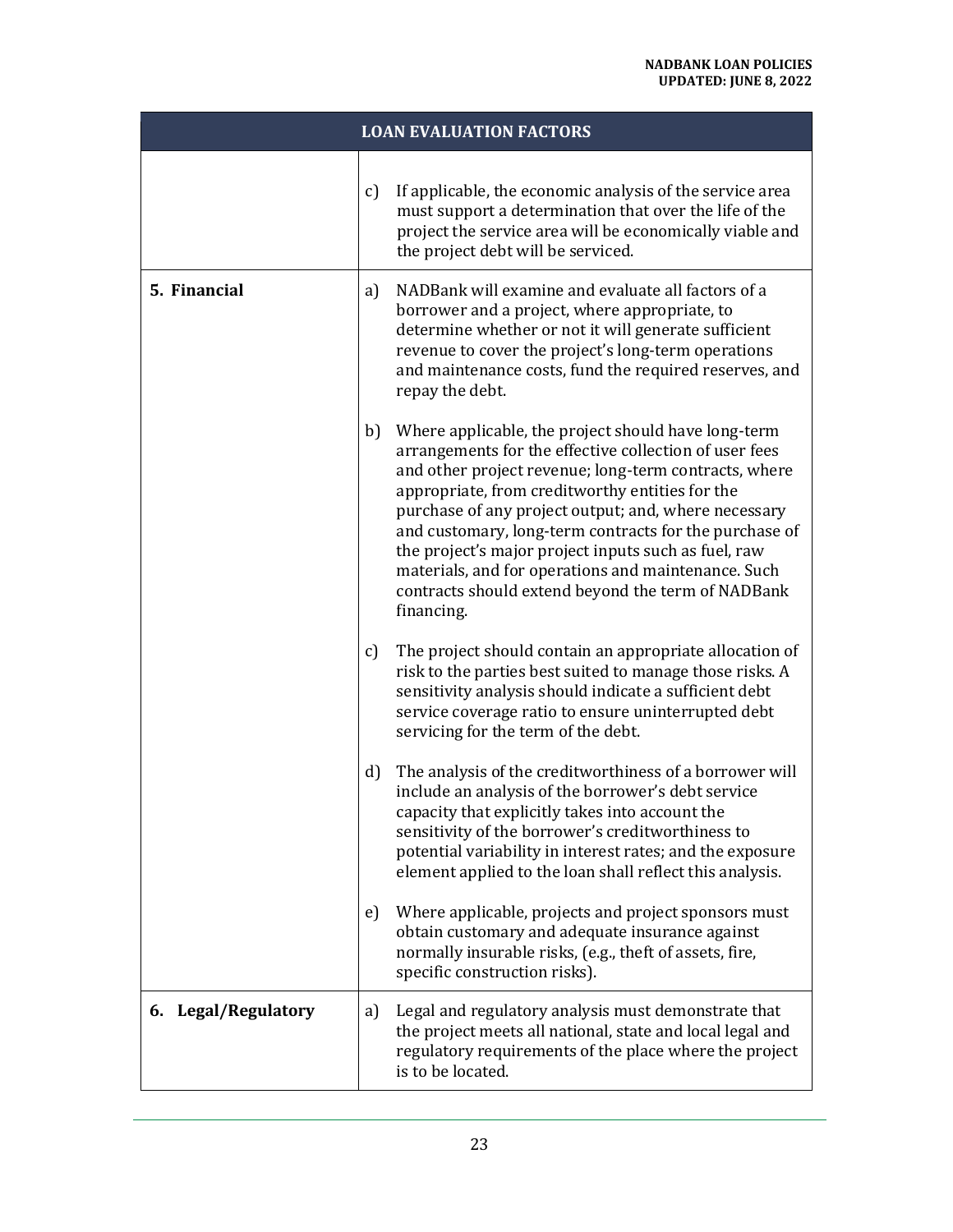| LOAN EVALUATION FACTORS | |
|---|---|
| | c) If applicable, the economic analysis of the service area must support a determination that over the life of the project the service area will be economically viable and the project debt will be serviced. |
| **5. Financial** | a) NADBank will examine and evaluate all factors of a borrower and a project, where appropriate, to determine whether or not it will generate sufficient revenue to cover the project's long-term operations and maintenance costs, fund the required reserves, and repay the debt.<br><br>b) Where applicable, the project should have long-term arrangements for the effective collection of user fees and other project revenue; long-term contracts, where appropriate, from creditworthy entities for the purchase of any project output; and, where necessary and customary, long-term contracts for the purchase of the project's major project inputs such as fuel, raw materials, and for operations and maintenance. Such contracts should extend beyond the term of NADBank financing.<br><br>c) The project should contain an appropriate allocation of risk to the parties best suited to manage those risks. A sensitivity analysis should indicate a sufficient debt service coverage ratio to ensure uninterrupted debt servicing for the term of the debt.<br><br>d) The analysis of the creditworthiness of a borrower will include an analysis of the borrower's debt service capacity that explicitly takes into account the sensitivity of the borrower's creditworthiness to potential variability in interest rates; and the exposure element applied to the loan shall reflect this analysis.<br><br>e) Where applicable, projects and project sponsors must obtain customary and adequate insurance against normally insurable risks, (e.g., theft of assets, fire, specific construction risks). |
| **6. Legal/Regulatory** | a) Legal and regulatory analysis must demonstrate that the project meets all national, state and local legal and regulatory requirements of the place where the project is to be located. |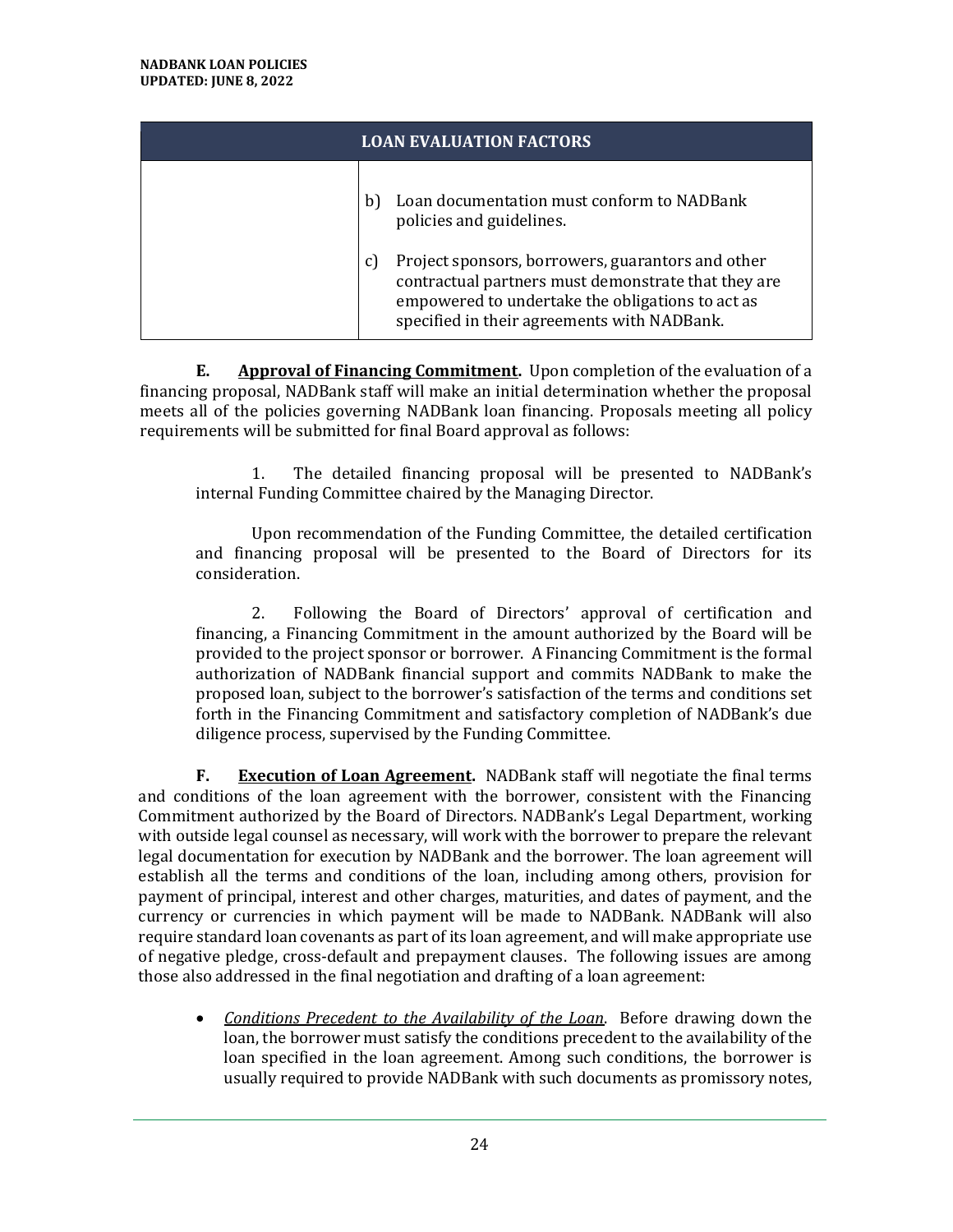| LOAN EVALUATION FACTORS | |
|---|---|
| | b) Loan documentation must conform to NADBank policies and guidelines.<br><br>c) Project sponsors, borrowers, guarantors and other contractual partners must demonstrate that they are empowered to undertake the obligations to act as specified in their agreements with NADBank. |

**E. <u>Approval of Financing Commitment</u>.** Upon completion of the evaluation of a financing proposal, NADBank staff will make an initial determination whether the proposal meets all of the policies governing NADBank loan financing. Proposals meeting all policy requirements will be submitted for final Board approval as follows:

1. The detailed financing proposal will be presented to NADBank's internal Funding Committee chaired by the Managing Director.

   Upon recommendation of the Funding Committee, the detailed certification and financing proposal will be presented to the Board of Directors for its consideration.

2. Following the Board of Directors' approval of certification and financing, a Financing Commitment in the amount authorized by the Board will be provided to the project sponsor or borrower. A Financing Commitment is the formal authorization of NADBank financial support and commits NADBank to make the proposed loan, subject to the borrower's satisfaction of the terms and conditions set forth in the Financing Commitment and satisfactory completion of NADBank's due diligence process, supervised by the Funding Committee.

**F. <u>Execution of Loan Agreement</u>.** NADBank staff will negotiate the final terms and conditions of the loan agreement with the borrower, consistent with the Financing Commitment authorized by the Board of Directors. NADBank's Legal Department, working with outside legal counsel as necessary, will work with the borrower to prepare the relevant legal documentation for execution by NADBank and the borrower. The loan agreement will establish all the terms and conditions of the loan, including among others, provision for payment of principal, interest and other charges, maturities, and dates of payment, and the currency or currencies in which payment will be made to NADBank. NADBank will also require standard loan covenants as part of its loan agreement, and will make appropriate use of negative pledge, cross-default and prepayment clauses. The following issues are among those also addressed in the final negotiation and drafting of a loan agreement:

- *<u>Conditions Precedent to the Availability of the Loan</u>*. Before drawing down the loan, the borrower must satisfy the conditions precedent to the availability of the loan specified in the loan agreement. Among such conditions, the borrower is usually required to provide NADBank with such documents as promissory notes,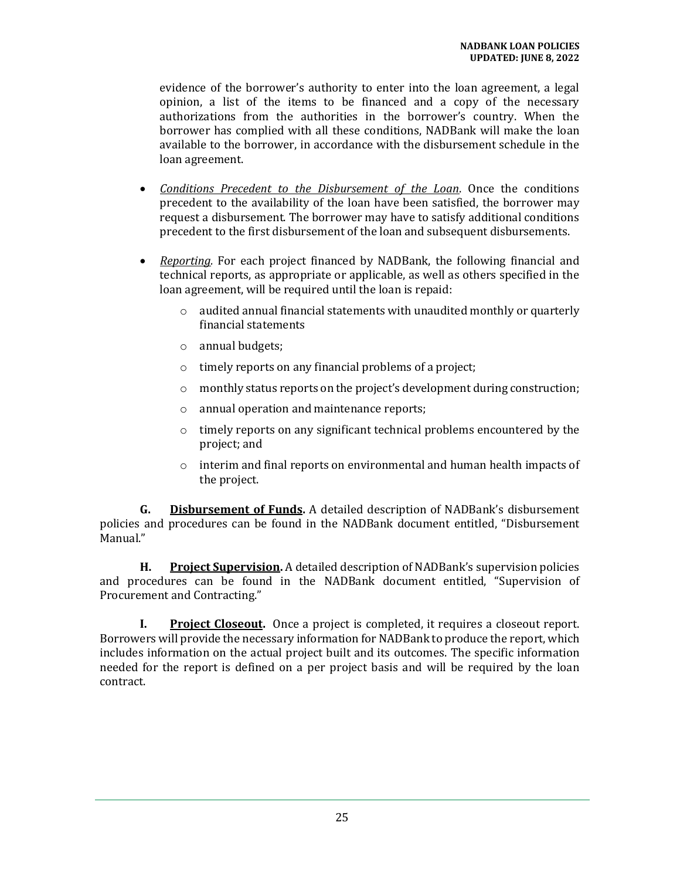evidence of the borrower's authority to enter into the loan agreement, a legal opinion, a list of the items to be financed and a copy of the necessary authorizations from the authorities in the borrower's country. When the borrower has complied with all these conditions, NADBank will make the loan available to the borrower, in accordance with the disbursement schedule in the loan agreement.

- *Conditions Precedent to the Disbursement of the Loan*. Once the conditions precedent to the availability of the loan have been satisfied, the borrower may request a disbursement. The borrower may have to satisfy additional conditions precedent to the first disbursement of the loan and subsequent disbursements.

- *Reporting*. For each project financed by NADBank, the following financial and technical reports, as appropriate or applicable, as well as others specified in the loan agreement, will be required until the loan is repaid:
  - audited annual financial statements with unaudited monthly or quarterly financial statements
  - annual budgets;
  - timely reports on any financial problems of a project;
  - monthly status reports on the project's development during construction;
  - annual operation and maintenance reports;
  - timely reports on any significant technical problems encountered by the project; and
  - interim and final reports on environmental and human health impacts of the project.

**G. Disbursement of Funds.** A detailed description of NADBank's disbursement policies and procedures can be found in the NADBank document entitled, "Disbursement Manual."

**H. Project Supervision.** A detailed description of NADBank's supervision policies and procedures can be found in the NADBank document entitled, "Supervision of Procurement and Contracting."

**I. Project Closeout.** Once a project is completed, it requires a closeout report. Borrowers will provide the necessary information for NADBank to produce the report, which includes information on the actual project built and its outcomes. The specific information needed for the report is defined on a per project basis and will be required by the loan contract.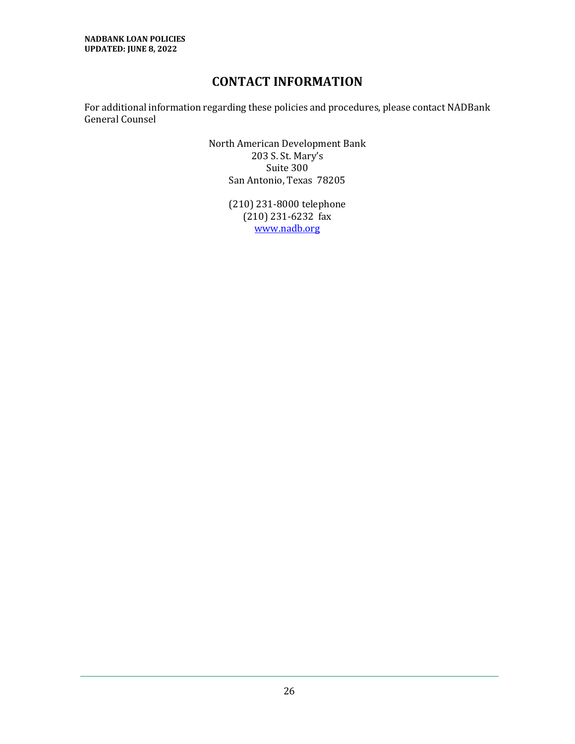# CONTACT INFORMATION

For additional information regarding these policies and procedures, please contact NADBank General Counsel

North American Development Bank
203 S. St. Mary's
Suite 300
San Antonio, Texas 78205

(210) 231-8000 telephone
(210) 231-6232 fax
www.nadb.org